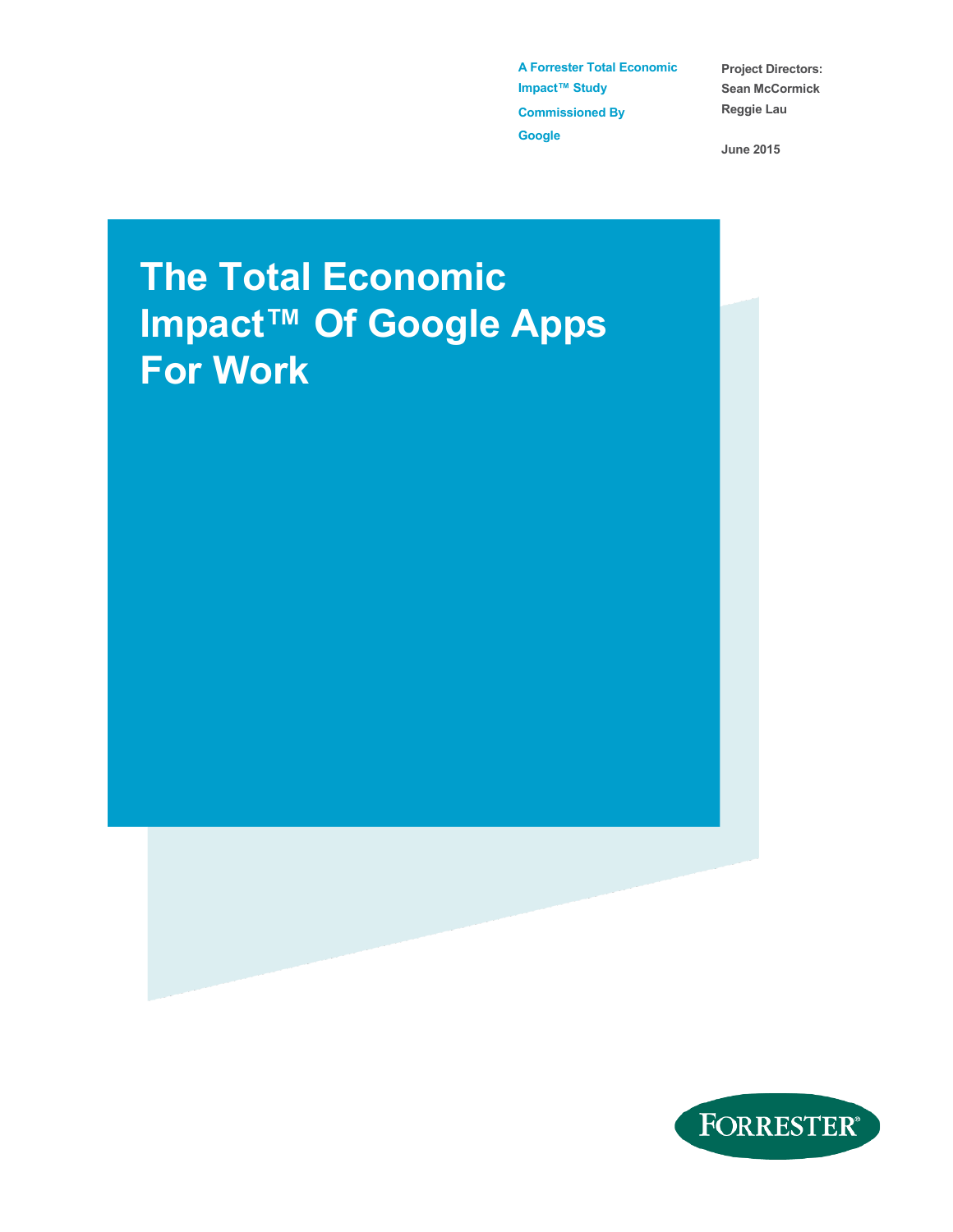A Forrester Total Economic Impact™ Study

Commissioned By Google

Project Directors:
Sean McCormick
Reggie Lau

June 2015

# The Total Economic Impact™ Of Google Apps For Work

FORRESTER®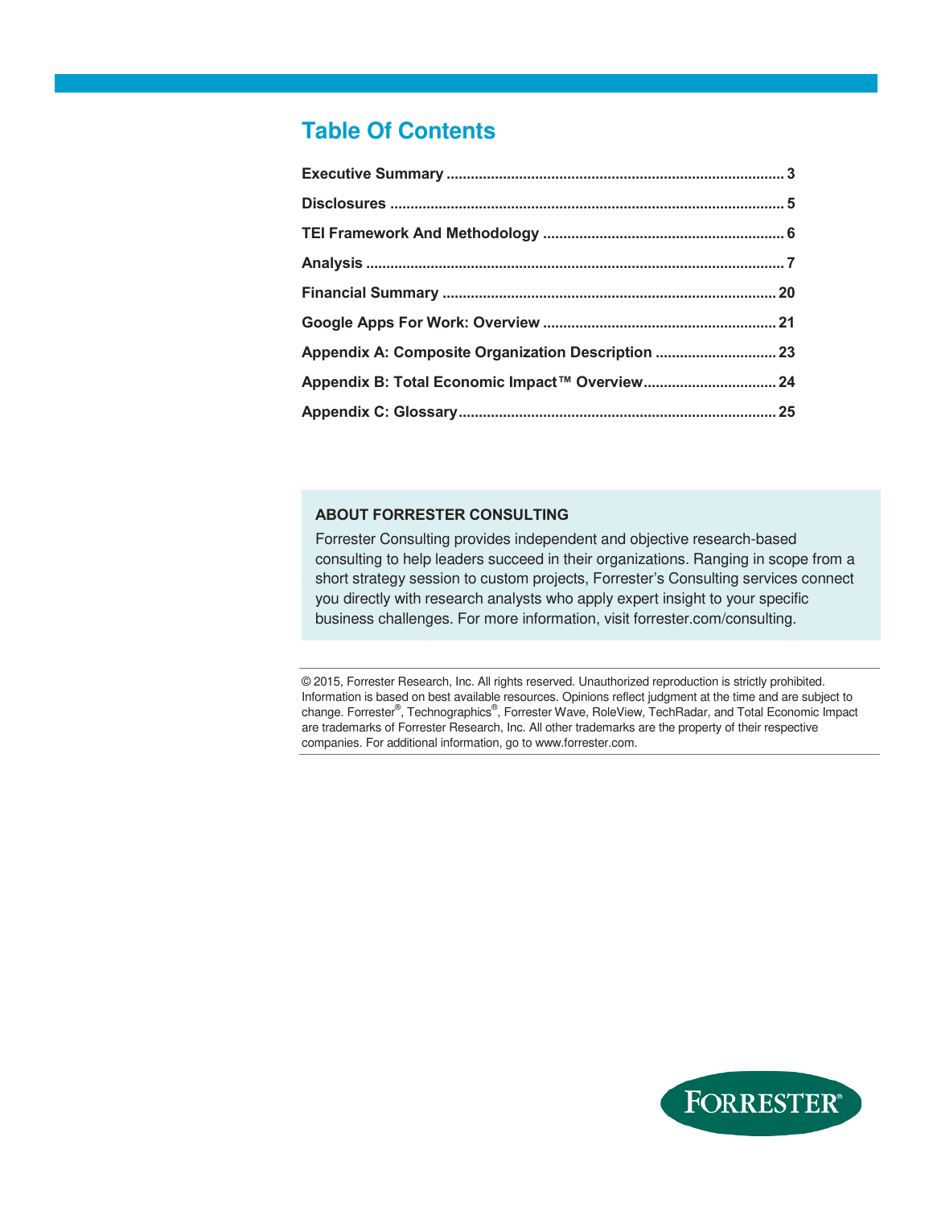# Table Of Contents

**Executive Summary** .................................................................................. **3**

**Disclosures** ................................................................................................ **5**

**TEI Framework And Methodology** ........................................................... **6**

**Analysis** ...................................................................................................... **7**

**Financial Summary** .................................................................................. **20**

**Google Apps For Work: Overview** .......................................................... **21**

**Appendix A: Composite Organization Description** .............................. **23**

**Appendix B: Total Economic Impact™ Overview** ................................. **24**

**Appendix C: Glossary** .............................................................................. **25**

**ABOUT FORRESTER CONSULTING**

Forrester Consulting provides independent and objective research-based consulting to help leaders succeed in their organizations. Ranging in scope from a short strategy session to custom projects, Forrester's Consulting services connect you directly with research analysts who apply expert insight to your specific business challenges. For more information, visit forrester.com/consulting.

© 2015, Forrester Research, Inc. All rights reserved. Unauthorized reproduction is strictly prohibited. Information is based on best available resources. Opinions reflect judgment at the time and are subject to change. Forrester®, Technographics®, Forrester Wave, RoleView, TechRadar, and Total Economic Impact are trademarks of Forrester Research, Inc. All other trademarks are the property of their respective companies. For additional information, go to www.forrester.com.

FORRESTER®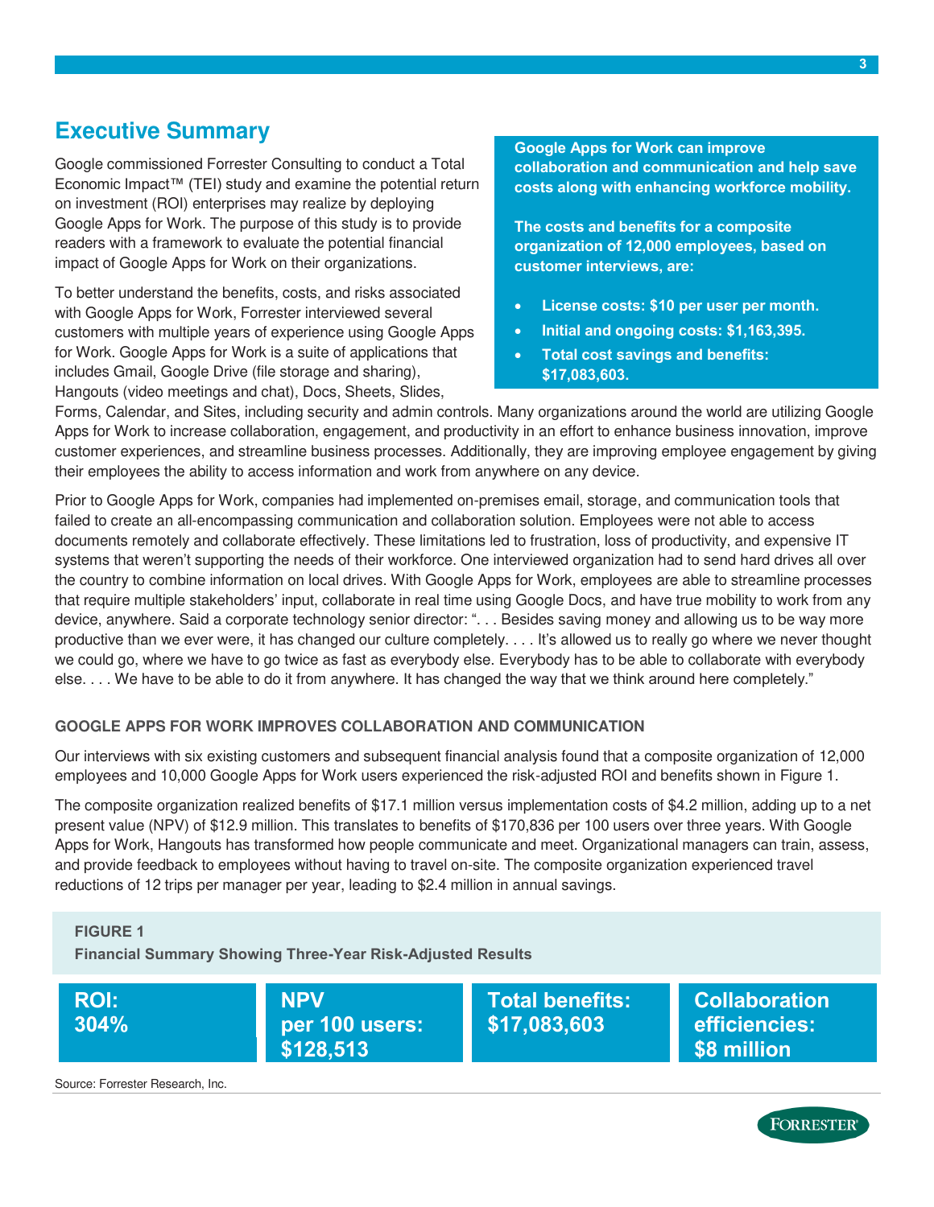# Executive Summary

Google commissioned Forrester Consulting to conduct a Total Economic Impact™ (TEI) study and examine the potential return on investment (ROI) enterprises may realize by deploying Google Apps for Work. The purpose of this study is to provide readers with a framework to evaluate the potential financial impact of Google Apps for Work on their organizations.

> **Google Apps for Work can improve collaboration and communication and help save costs along with enhancing workforce mobility.**
>
> **The costs and benefits for a composite organization of 12,000 employees, based on customer interviews, are:**
>
> - **License costs: $10 per user per month.**
> - **Initial and ongoing costs: $1,163,395.**
> - **Total cost savings and benefits: $17,083,603.**

To better understand the benefits, costs, and risks associated with Google Apps for Work, Forrester interviewed several customers with multiple years of experience using Google Apps for Work. Google Apps for Work is a suite of applications that includes Gmail, Google Drive (file storage and sharing), Hangouts (video meetings and chat), Docs, Sheets, Slides, Forms, Calendar, and Sites, including security and admin controls. Many organizations around the world are utilizing Google Apps for Work to increase collaboration, engagement, and productivity in an effort to enhance business innovation, improve customer experiences, and streamline business processes. Additionally, they are improving employee engagement by giving their employees the ability to access information and work from anywhere on any device.

Prior to Google Apps for Work, companies had implemented on-premises email, storage, and communication tools that failed to create an all-encompassing communication and collaboration solution. Employees were not able to access documents remotely and collaborate effectively. These limitations led to frustration, loss of productivity, and expensive IT systems that weren't supporting the needs of their workforce. One interviewed organization had to send hard drives all over the country to combine information on local drives. With Google Apps for Work, employees are able to streamline processes that require multiple stakeholders' input, collaborate in real time using Google Docs, and have true mobility to work from any device, anywhere. Said a corporate technology senior director: ". . . Besides saving money and allowing us to be way more productive than we ever were, it has changed our culture completely. . . . It's allowed us to really go where we never thought we could go, where we have to go twice as fast as everybody else. Everybody has to be able to collaborate with everybody else. . . . We have to be able to do it from anywhere. It has changed the way that we think around here completely."

### GOOGLE APPS FOR WORK IMPROVES COLLABORATION AND COMMUNICATION

Our interviews with six existing customers and subsequent financial analysis found that a composite organization of 12,000 employees and 10,000 Google Apps for Work users experienced the risk-adjusted ROI and benefits shown in Figure 1.

The composite organization realized benefits of $17.1 million versus implementation costs of $4.2 million, adding up to a net present value (NPV) of $12.9 million. This translates to benefits of $170,836 per 100 users over three years. With Google Apps for Work, Hangouts has transformed how people communicate and meet. Organizational managers can train, assess, and provide feedback to employees without having to travel on-site. The composite organization experienced travel reductions of 12 trips per manager per year, leading to $2.4 million in annual savings.

**FIGURE 1**
**Financial Summary Showing Three-Year Risk-Adjusted Results**

| ROI: | NPV per 100 users: | Total benefits: | Collaboration efficiencies: |
|---|---|---|---|
| 304% | $128,513 | $17,083,603 | $8 million |

Source: Forrester Research, Inc.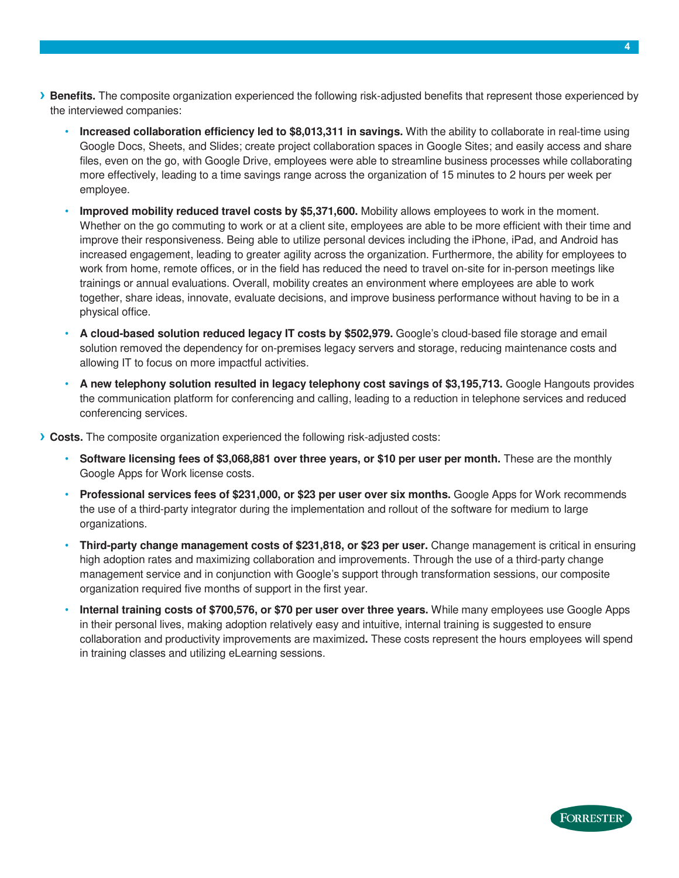- **Benefits.** The composite organization experienced the following risk-adjusted benefits that represent those experienced by the interviewed companies:
  - **Increased collaboration efficiency led to $8,013,311 in savings.** With the ability to collaborate in real-time using Google Docs, Sheets, and Slides; create project collaboration spaces in Google Sites; and easily access and share files, even on the go, with Google Drive, employees were able to streamline business processes while collaborating more effectively, leading to a time savings range across the organization of 15 minutes to 2 hours per week per employee.
  - **Improved mobility reduced travel costs by $5,371,600.** Mobility allows employees to work in the moment. Whether on the go commuting to work or at a client site, employees are able to be more efficient with their time and improve their responsiveness. Being able to utilize personal devices including the iPhone, iPad, and Android has increased engagement, leading to greater agility across the organization. Furthermore, the ability for employees to work from home, remote offices, or in the field has reduced the need to travel on-site for in-person meetings like trainings or annual evaluations. Overall, mobility creates an environment where employees are able to work together, share ideas, innovate, evaluate decisions, and improve business performance without having to be in a physical office.
  - **A cloud-based solution reduced legacy IT costs by $502,979.** Google's cloud-based file storage and email solution removed the dependency for on-premises legacy servers and storage, reducing maintenance costs and allowing IT to focus on more impactful activities.
  - **A new telephony solution resulted in legacy telephony cost savings of $3,195,713.** Google Hangouts provides the communication platform for conferencing and calling, leading to a reduction in telephone services and reduced conferencing services.
- **Costs.** The composite organization experienced the following risk-adjusted costs:
  - **Software licensing fees of $3,068,881 over three years, or $10 per user per month.** These are the monthly Google Apps for Work license costs.
  - **Professional services fees of $231,000, or $23 per user over six months.** Google Apps for Work recommends the use of a third-party integrator during the implementation and rollout of the software for medium to large organizations.
  - **Third-party change management costs of $231,818, or $23 per user.** Change management is critical in ensuring high adoption rates and maximizing collaboration and improvements. Through the use of a third-party change management service and in conjunction with Google's support through transformation sessions, our composite organization required five months of support in the first year.
  - **Internal training costs of $700,576, or $70 per user over three years.** While many employees use Google Apps in their personal lives, making adoption relatively easy and intuitive, internal training is suggested to ensure collaboration and productivity improvements are maximized**.** These costs represent the hours employees will spend in training classes and utilizing eLearning sessions.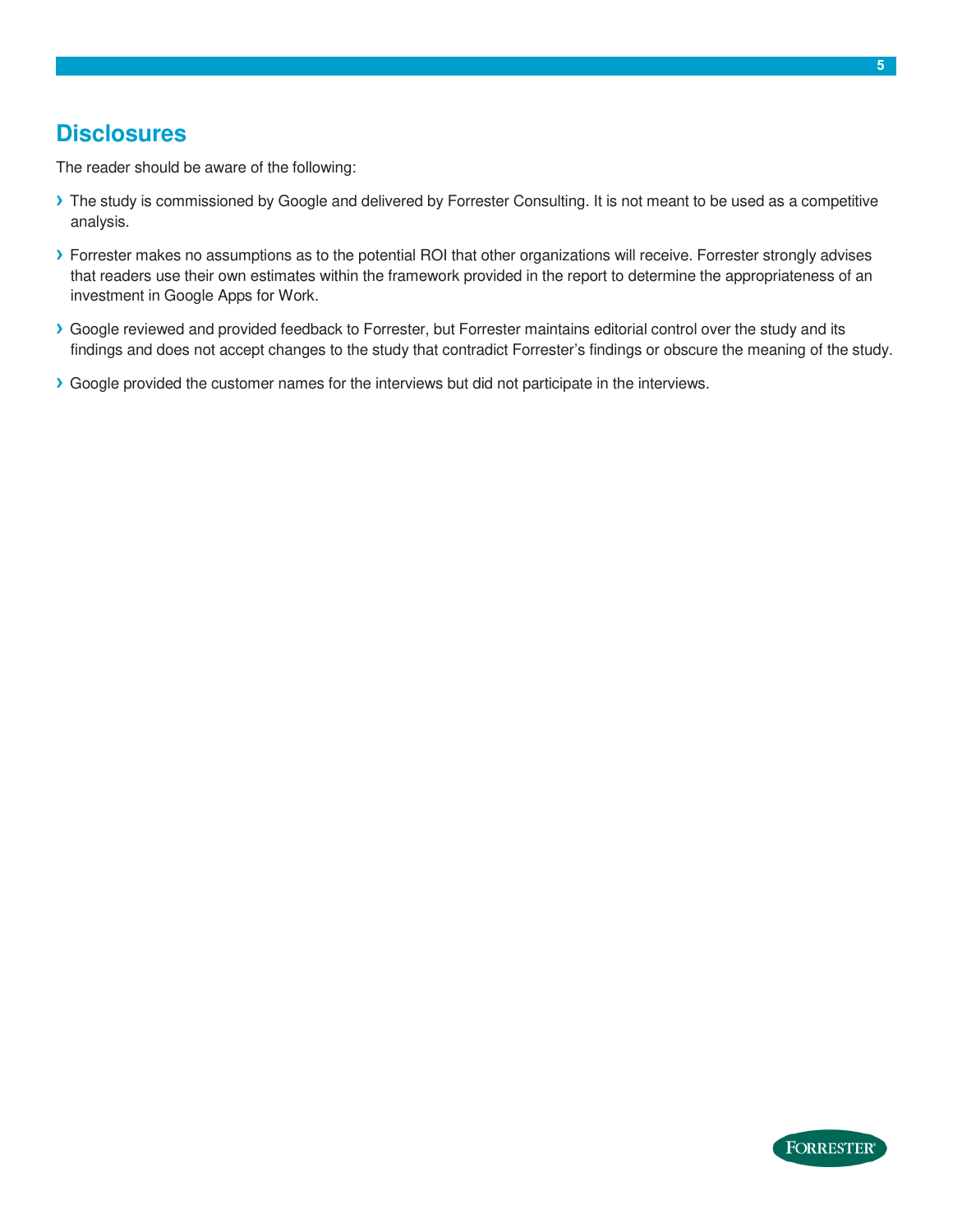## Disclosures

The reader should be aware of the following:

- The study is commissioned by Google and delivered by Forrester Consulting. It is not meant to be used as a competitive analysis.
- Forrester makes no assumptions as to the potential ROI that other organizations will receive. Forrester strongly advises that readers use their own estimates within the framework provided in the report to determine the appropriateness of an investment in Google Apps for Work.
- Google reviewed and provided feedback to Forrester, but Forrester maintains editorial control over the study and its findings and does not accept changes to the study that contradict Forrester's findings or obscure the meaning of the study.
- Google provided the customer names for the interviews but did not participate in the interviews.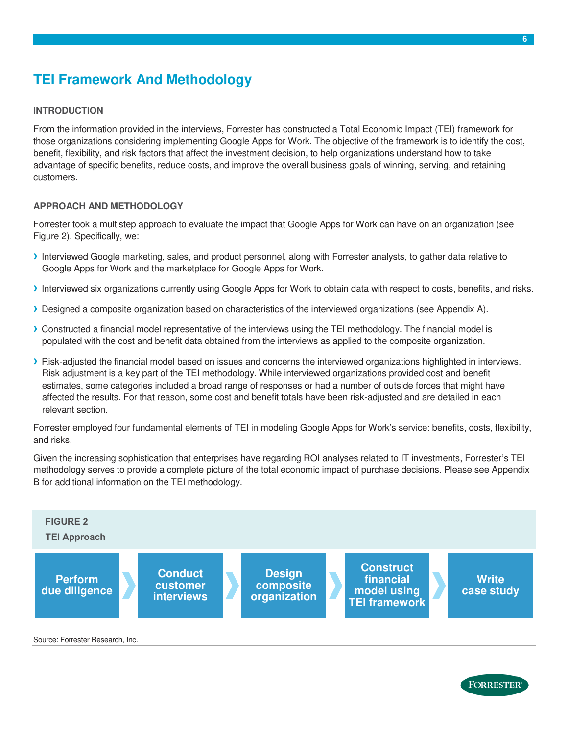# TEI Framework And Methodology

## INTRODUCTION

From the information provided in the interviews, Forrester has constructed a Total Economic Impact (TEI) framework for those organizations considering implementing Google Apps for Work. The objective of the framework is to identify the cost, benefit, flexibility, and risk factors that affect the investment decision, to help organizations understand how to take advantage of specific benefits, reduce costs, and improve the overall business goals of winning, serving, and retaining customers.

## APPROACH AND METHODOLOGY

Forrester took a multistep approach to evaluate the impact that Google Apps for Work can have on an organization (see Figure 2). Specifically, we:

- Interviewed Google marketing, sales, and product personnel, along with Forrester analysts, to gather data relative to Google Apps for Work and the marketplace for Google Apps for Work.
- Interviewed six organizations currently using Google Apps for Work to obtain data with respect to costs, benefits, and risks.
- Designed a composite organization based on characteristics of the interviewed organizations (see Appendix A).
- Constructed a financial model representative of the interviews using the TEI methodology. The financial model is populated with the cost and benefit data obtained from the interviews as applied to the composite organization.
- Risk-adjusted the financial model based on issues and concerns the interviewed organizations highlighted in interviews. Risk adjustment is a key part of the TEI methodology. While interviewed organizations provided cost and benefit estimates, some categories included a broad range of responses or had a number of outside forces that might have affected the results. For that reason, some cost and benefit totals have been risk-adjusted and are detailed in each relevant section.

Forrester employed four fundamental elements of TEI in modeling Google Apps for Work's service: benefits, costs, flexibility, and risks.

Given the increasing sophistication that enterprises have regarding ROI analyses related to IT investments, Forrester's TEI methodology serves to provide a complete picture of the total economic impact of purchase decisions. Please see Appendix B for additional information on the TEI methodology.

**FIGURE 2**
**TEI Approach**

Perform due diligence › Conduct customer interviews › Design composite organization › Construct financial model using TEI framework › Write case study

Source: Forrester Research, Inc.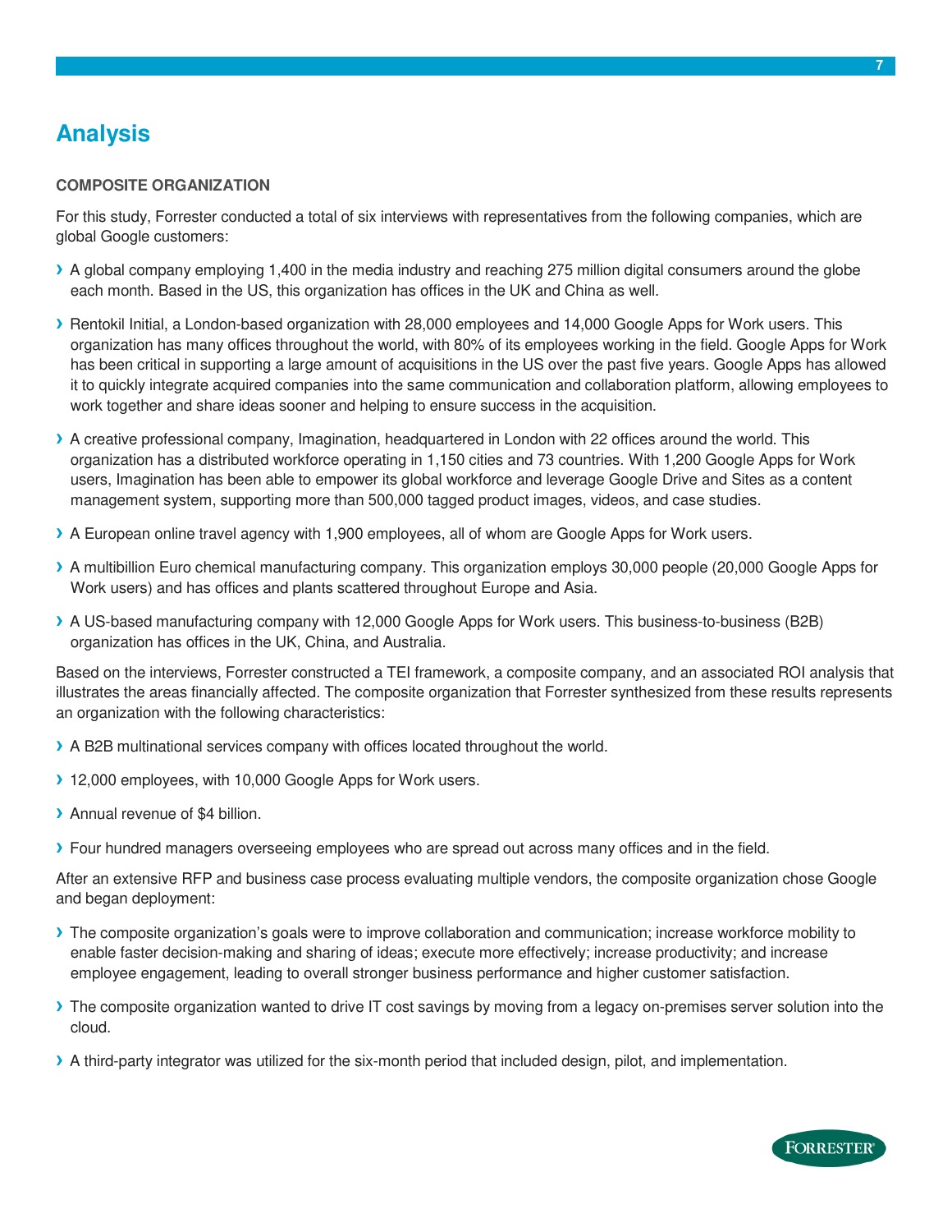## Analysis

**COMPOSITE ORGANIZATION**

For this study, Forrester conducted a total of six interviews with representatives from the following companies, which are global Google customers:

- A global company employing 1,400 in the media industry and reaching 275 million digital consumers around the globe each month. Based in the US, this organization has offices in the UK and China as well.
- Rentokil Initial, a London-based organization with 28,000 employees and 14,000 Google Apps for Work users. This organization has many offices throughout the world, with 80% of its employees working in the field. Google Apps for Work has been critical in supporting a large amount of acquisitions in the US over the past five years. Google Apps has allowed it to quickly integrate acquired companies into the same communication and collaboration platform, allowing employees to work together and share ideas sooner and helping to ensure success in the acquisition.
- A creative professional company, Imagination, headquartered in London with 22 offices around the world. This organization has a distributed workforce operating in 1,150 cities and 73 countries. With 1,200 Google Apps for Work users, Imagination has been able to empower its global workforce and leverage Google Drive and Sites as a content management system, supporting more than 500,000 tagged product images, videos, and case studies.
- A European online travel agency with 1,900 employees, all of whom are Google Apps for Work users.
- A multibillion Euro chemical manufacturing company. This organization employs 30,000 people (20,000 Google Apps for Work users) and has offices and plants scattered throughout Europe and Asia.
- A US-based manufacturing company with 12,000 Google Apps for Work users. This business-to-business (B2B) organization has offices in the UK, China, and Australia.

Based on the interviews, Forrester constructed a TEI framework, a composite company, and an associated ROI analysis that illustrates the areas financially affected. The composite organization that Forrester synthesized from these results represents an organization with the following characteristics:

- A B2B multinational services company with offices located throughout the world.
- 12,000 employees, with 10,000 Google Apps for Work users.
- Annual revenue of $4 billion.
- Four hundred managers overseeing employees who are spread out across many offices and in the field.

After an extensive RFP and business case process evaluating multiple vendors, the composite organization chose Google and began deployment:

- The composite organization's goals were to improve collaboration and communication; increase workforce mobility to enable faster decision-making and sharing of ideas; execute more effectively; increase productivity; and increase employee engagement, leading to overall stronger business performance and higher customer satisfaction.
- The composite organization wanted to drive IT cost savings by moving from a legacy on-premises server solution into the cloud.
- A third-party integrator was utilized for the six-month period that included design, pilot, and implementation.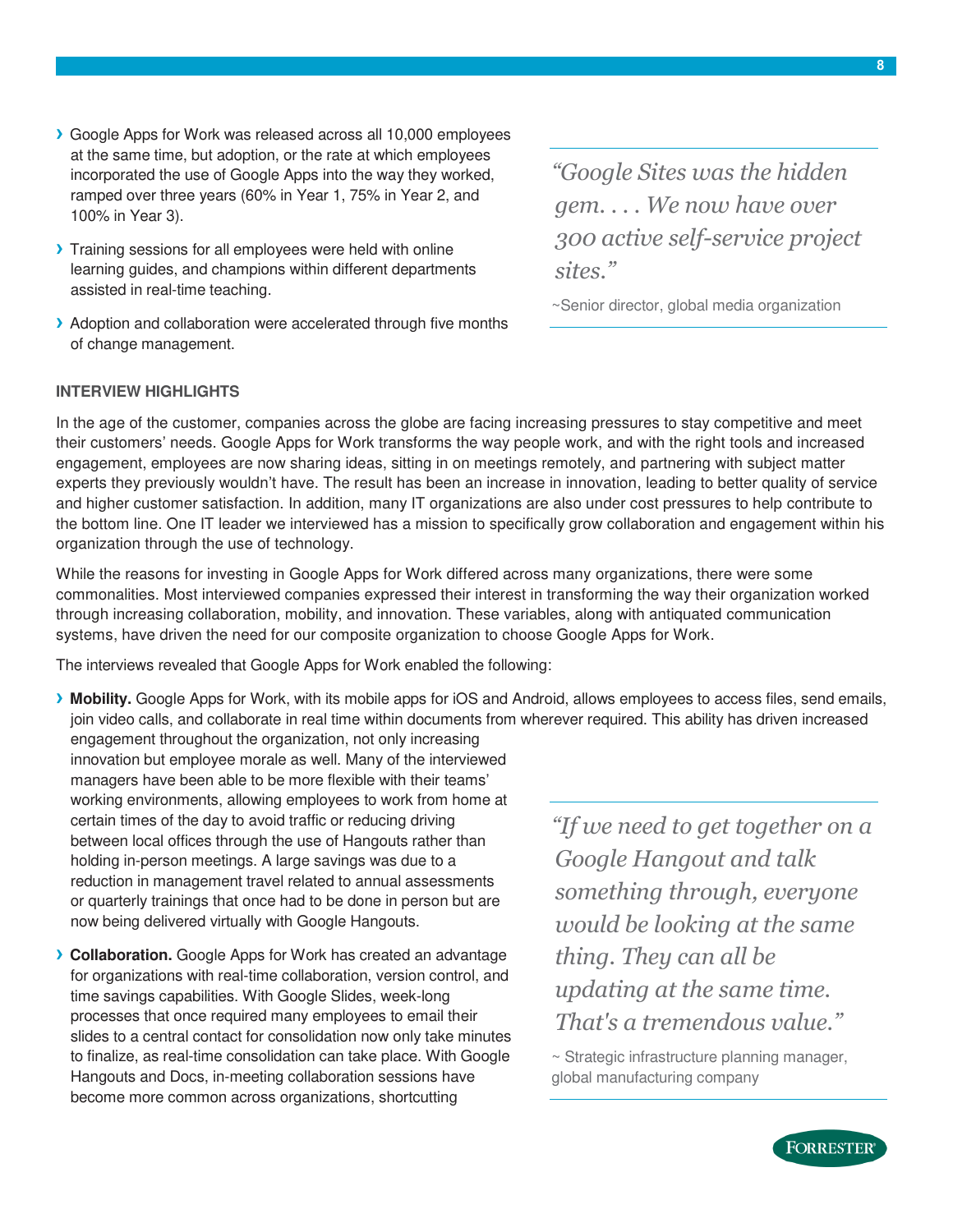- Google Apps for Work was released across all 10,000 employees at the same time, but adoption, or the rate at which employees incorporated the use of Google Apps into the way they worked, ramped over three years (60% in Year 1, 75% in Year 2, and 100% in Year 3).
- Training sessions for all employees were held with online learning guides, and champions within different departments assisted in real-time teaching.
- Adoption and collaboration were accelerated through five months of change management.

> *"Google Sites was the hidden gem. . . . We now have over 300 active self-service project sites."*
>
> ~Senior director, global media organization

**INTERVIEW HIGHLIGHTS**

In the age of the customer, companies across the globe are facing increasing pressures to stay competitive and meet their customers' needs. Google Apps for Work transforms the way people work, and with the right tools and increased engagement, employees are now sharing ideas, sitting in on meetings remotely, and partnering with subject matter experts they previously wouldn't have. The result has been an increase in innovation, leading to better quality of service and higher customer satisfaction. In addition, many IT organizations are also under cost pressures to help contribute to the bottom line. One IT leader we interviewed has a mission to specifically grow collaboration and engagement within his organization through the use of technology.

While the reasons for investing in Google Apps for Work differed across many organizations, there were some commonalities. Most interviewed companies expressed their interest in transforming the way their organization worked through increasing collaboration, mobility, and innovation. These variables, along with antiquated communication systems, have driven the need for our composite organization to choose Google Apps for Work.

The interviews revealed that Google Apps for Work enabled the following:

- **Mobility.** Google Apps for Work, with its mobile apps for iOS and Android, allows employees to access files, send emails, join video calls, and collaborate in real time within documents from wherever required. This ability has driven increased engagement throughout the organization, not only increasing innovation but employee morale as well. Many of the interviewed managers have been able to be more flexible with their teams' working environments, allowing employees to work from home at certain times of the day to avoid traffic or reducing driving between local offices through the use of Hangouts rather than holding in-person meetings. A large savings was due to a reduction in management travel related to annual assessments or quarterly trainings that once had to be done in person but are now being delivered virtually with Google Hangouts.
- **Collaboration.** Google Apps for Work has created an advantage for organizations with real-time collaboration, version control, and time savings capabilities. With Google Slides, week-long processes that once required many employees to email their slides to a central contact for consolidation now only take minutes to finalize, as real-time consolidation can take place. With Google Hangouts and Docs, in-meeting collaboration sessions have become more common across organizations, shortcutting

> *"If we need to get together on a Google Hangout and talk something through, everyone would be looking at the same thing. They can all be updating at the same time. That's a tremendous value."*
>
> ~ Strategic infrastructure planning manager, global manufacturing company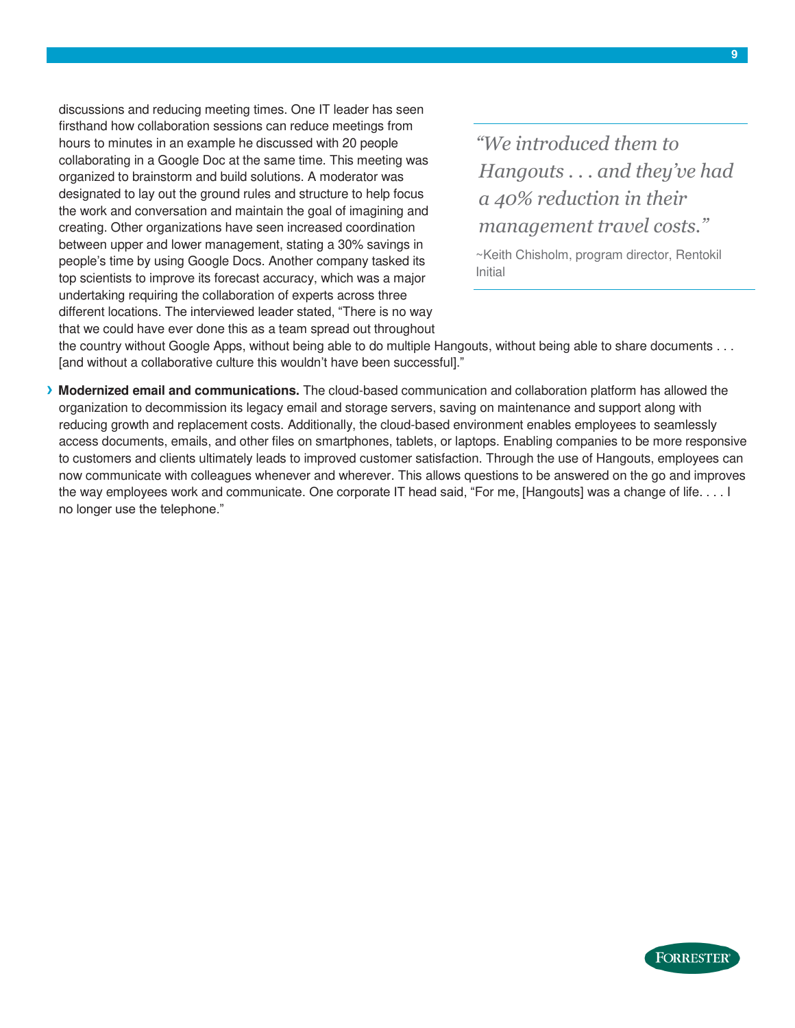discussions and reducing meeting times. One IT leader has seen firsthand how collaboration sessions can reduce meetings from hours to minutes in an example he discussed with 20 people collaborating in a Google Doc at the same time. This meeting was organized to brainstorm and build solutions. A moderator was designated to lay out the ground rules and structure to help focus the work and conversation and maintain the goal of imagining and creating. Other organizations have seen increased coordination between upper and lower management, stating a 30% savings in people's time by using Google Docs. Another company tasked its top scientists to improve its forecast accuracy, which was a major undertaking requiring the collaboration of experts across three different locations. The interviewed leader stated, "There is no way that we could have ever done this as a team spread out throughout the country without Google Apps, without being able to do multiple Hangouts, without being able to share documents . . . [and without a collaborative culture this wouldn't have been successful]."

> *"We introduced them to Hangouts . . . and they've had a 40% reduction in their management travel costs."*
>
> ~Keith Chisholm, program director, Rentokil Initial

- **Modernized email and communications.** The cloud-based communication and collaboration platform has allowed the organization to decommission its legacy email and storage servers, saving on maintenance and support along with reducing growth and replacement costs. Additionally, the cloud-based environment enables employees to seamlessly access documents, emails, and other files on smartphones, tablets, or laptops. Enabling companies to be more responsive to customers and clients ultimately leads to improved customer satisfaction. Through the use of Hangouts, employees can now communicate with colleagues whenever and wherever. This allows questions to be answered on the go and improves the way employees work and communicate. One corporate IT head said, "For me, [Hangouts] was a change of life. . . . I no longer use the telephone."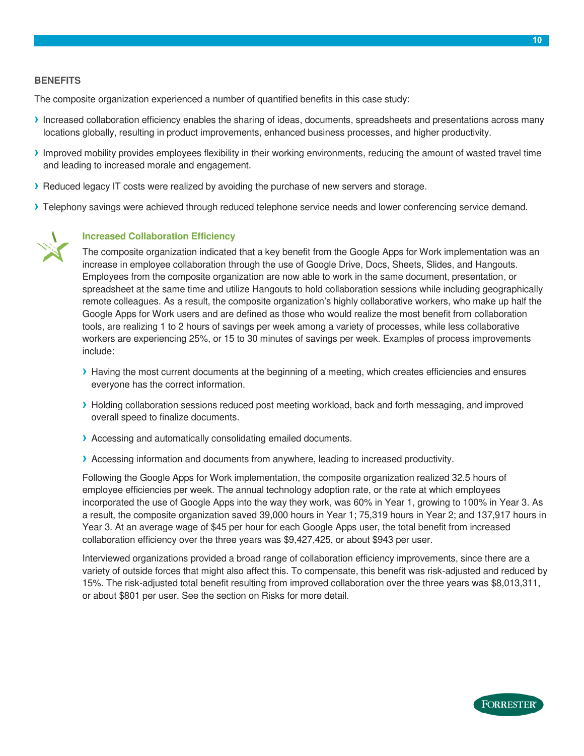## BENEFITS

The composite organization experienced a number of quantified benefits in this case study:

- Increased collaboration efficiency enables the sharing of ideas, documents, spreadsheets and presentations across many locations globally, resulting in product improvements, enhanced business processes, and higher productivity.
- Improved mobility provides employees flexibility in their working environments, reducing the amount of wasted travel time and leading to increased morale and engagement.
- Reduced legacy IT costs were realized by avoiding the purchase of new servers and storage.
- Telephony savings were achieved through reduced telephone service needs and lower conferencing service demand.

### Increased Collaboration Efficiency

The composite organization indicated that a key benefit from the Google Apps for Work implementation was an increase in employee collaboration through the use of Google Drive, Docs, Sheets, Slides, and Hangouts. Employees from the composite organization are now able to work in the same document, presentation, or spreadsheet at the same time and utilize Hangouts to hold collaboration sessions while including geographically remote colleagues. As a result, the composite organization's highly collaborative workers, who make up half the Google Apps for Work users and are defined as those who would realize the most benefit from collaboration tools, are realizing 1 to 2 hours of savings per week among a variety of processes, while less collaborative workers are experiencing 25%, or 15 to 30 minutes of savings per week. Examples of process improvements include:

- Having the most current documents at the beginning of a meeting, which creates efficiencies and ensures everyone has the correct information.
- Holding collaboration sessions reduced post meeting workload, back and forth messaging, and improved overall speed to finalize documents.
- Accessing and automatically consolidating emailed documents.
- Accessing information and documents from anywhere, leading to increased productivity.

Following the Google Apps for Work implementation, the composite organization realized 32.5 hours of employee efficiencies per week. The annual technology adoption rate, or the rate at which employees incorporated the use of Google Apps into the way they work, was 60% in Year 1, growing to 100% in Year 3. As a result, the composite organization saved 39,000 hours in Year 1; 75,319 hours in Year 2; and 137,917 hours in Year 3. At an average wage of $45 per hour for each Google Apps user, the total benefit from increased collaboration efficiency over the three years was $9,427,425, or about $943 per user.

Interviewed organizations provided a broad range of collaboration efficiency improvements, since there are a variety of outside forces that might also affect this. To compensate, this benefit was risk-adjusted and reduced by 15%. The risk-adjusted total benefit resulting from improved collaboration over the three years was $8,013,311, or about $801 per user. See the section on Risks for more detail.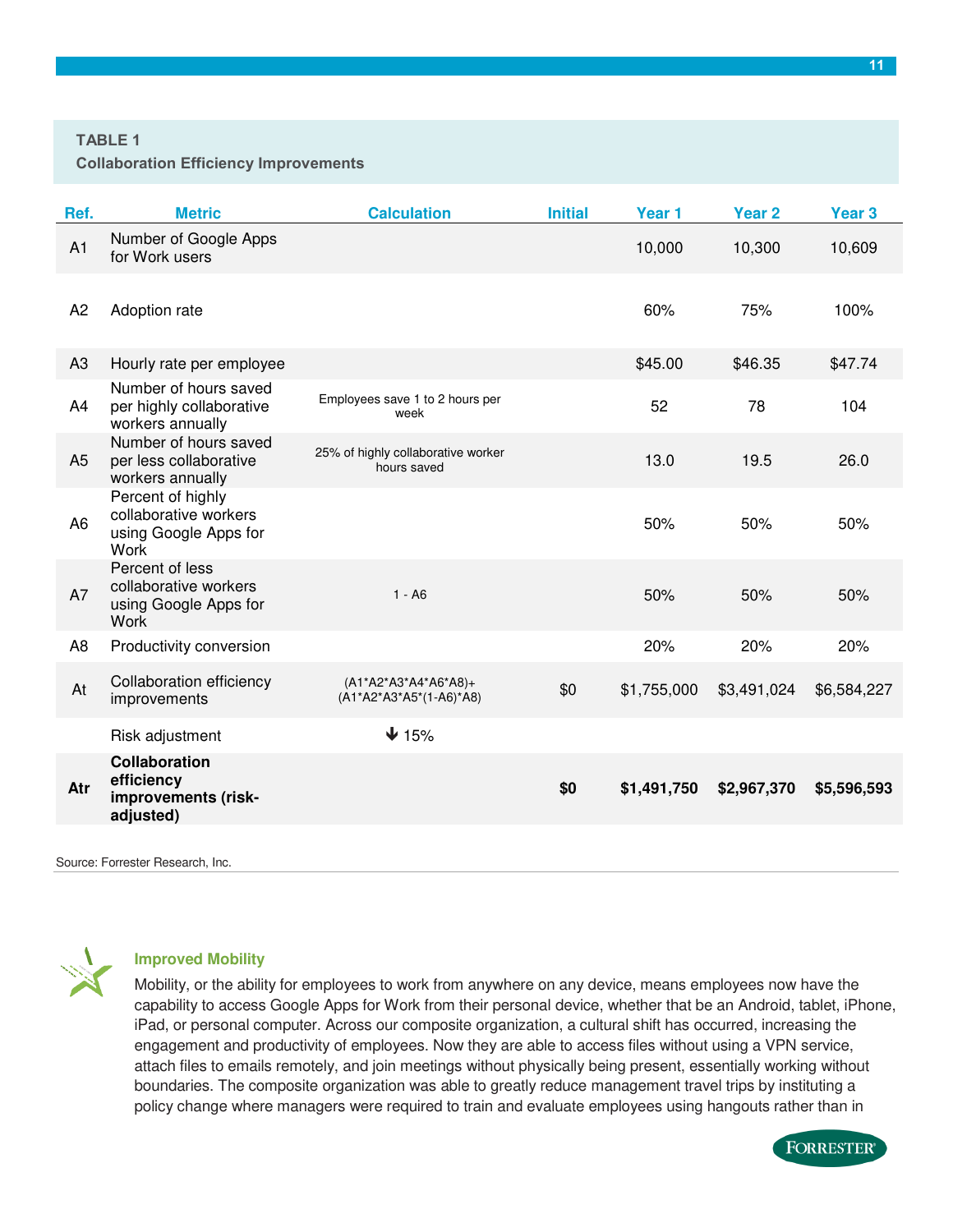**TABLE 1**
**Collaboration Efficiency Improvements**

| Ref. | Metric | Calculation | Initial | Year 1 | Year 2 | Year 3 |
|---|---|---|---|---|---|---|
| A1 | Number of Google Apps for Work users | | | 10,000 | 10,300 | 10,609 |
| A2 | Adoption rate | | | 60% | 75% | 100% |
| A3 | Hourly rate per employee | | | $45.00 | $46.35 | $47.74 |
| A4 | Number of hours saved per highly collaborative workers annually | Employees save 1 to 2 hours per week | | 52 | 78 | 104 |
| A5 | Number of hours saved per less collaborative workers annually | 25% of highly collaborative worker hours saved | | 13.0 | 19.5 | 26.0 |
| A6 | Percent of highly collaborative workers using Google Apps for Work | | | 50% | 50% | 50% |
| A7 | Percent of less collaborative workers using Google Apps for Work | 1 - A6 | | 50% | 50% | 50% |
| A8 | Productivity conversion | | | 20% | 20% | 20% |
| At | Collaboration efficiency improvements | (A1*A2*A3*A4*A6*A8)+ (A1*A2*A3*A5*(1-A6)*A8) | $0 | $1,755,000 | $3,491,024 | $6,584,227 |
| | Risk adjustment | ↓ 15% | | | | |
| **Atr** | **Collaboration efficiency improvements (risk-adjusted)** | | **$0** | **$1,491,750** | **$2,967,370** | **$5,596,593** |

Source: Forrester Research, Inc.

### Improved Mobility

Mobility, or the ability for employees to work from anywhere on any device, means employees now have the capability to access Google Apps for Work from their personal device, whether that be an Android, tablet, iPhone, iPad, or personal computer. Across our composite organization, a cultural shift has occurred, increasing the engagement and productivity of employees. Now they are able to access files without using a VPN service, attach files to emails remotely, and join meetings without physically being present, essentially working without boundaries. The composite organization was able to greatly reduce management travel trips by instituting a policy change where managers were required to train and evaluate employees using hangouts rather than in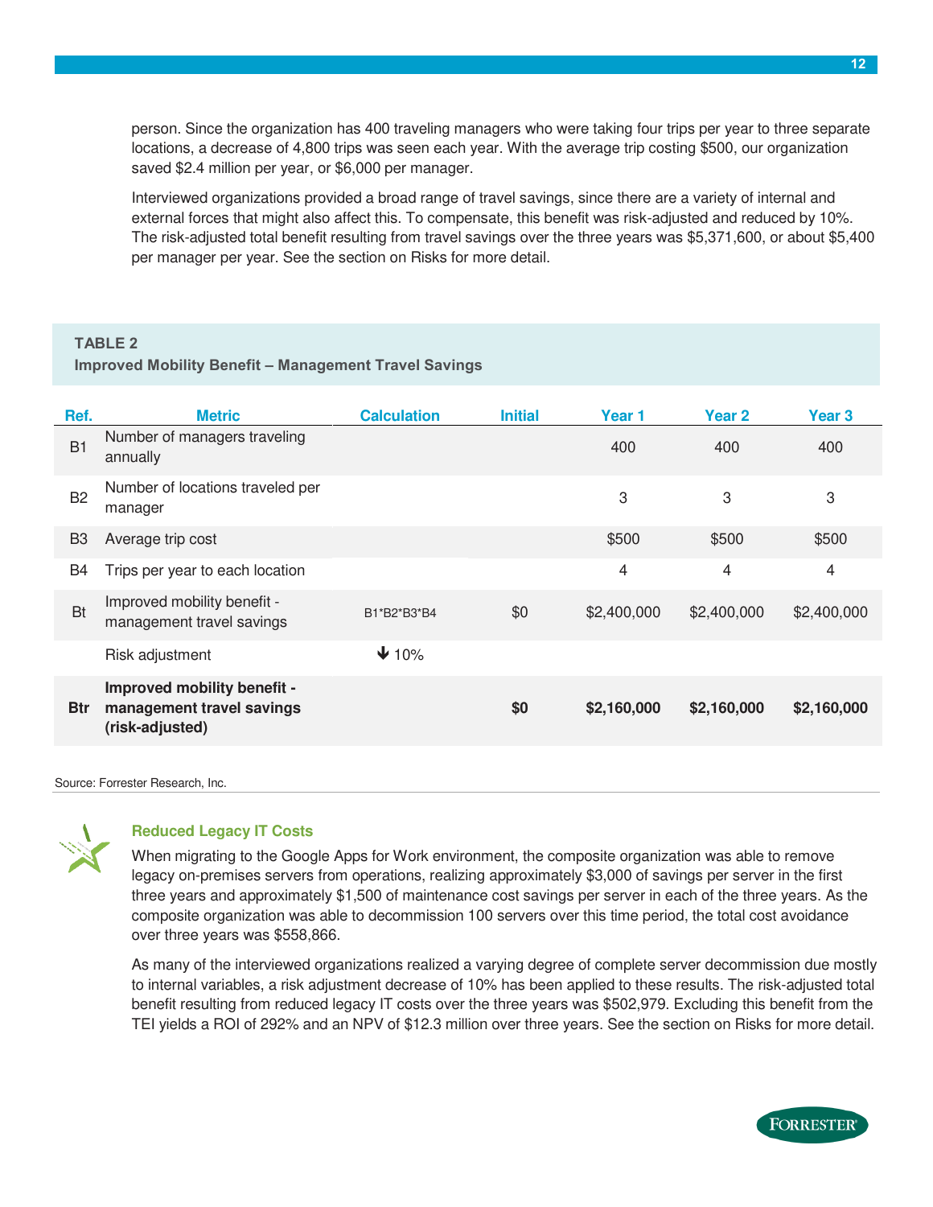person. Since the organization has 400 traveling managers who were taking four trips per year to three separate locations, a decrease of 4,800 trips was seen each year. With the average trip costing $500, our organization saved $2.4 million per year, or $6,000 per manager.

Interviewed organizations provided a broad range of travel savings, since there are a variety of internal and external forces that might also affect this. To compensate, this benefit was risk-adjusted and reduced by 10%. The risk-adjusted total benefit resulting from travel savings over the three years was $5,371,600, or about $5,400 per manager per year. See the section on Risks for more detail.

**TABLE 2**
**Improved Mobility Benefit – Management Travel Savings**

| Ref. | Metric | Calculation | Initial | Year 1 | Year 2 | Year 3 |
|---|---|---|---|---|---|---|
| B1 | Number of managers traveling annually | | | 400 | 400 | 400 |
| B2 | Number of locations traveled per manager | | | 3 | 3 | 3 |
| B3 | Average trip cost | | | $500 | $500 | $500 |
| B4 | Trips per year to each location | | | 4 | 4 | 4 |
| Bt | Improved mobility benefit - management travel savings | B1*B2*B3*B4 | $0 | $2,400,000 | $2,400,000 | $2,400,000 |
| | Risk adjustment | ↓ 10% | | | | |
| **Btr** | **Improved mobility benefit - management travel savings (risk-adjusted)** | | **$0** | **$2,160,000** | **$2,160,000** | **$2,160,000** |

Source: Forrester Research, Inc.

### Reduced Legacy IT Costs

When migrating to the Google Apps for Work environment, the composite organization was able to remove legacy on-premises servers from operations, realizing approximately $3,000 of savings per server in the first three years and approximately $1,500 of maintenance cost savings per server in each of the three years. As the composite organization was able to decommission 100 servers over this time period, the total cost avoidance over three years was $558,866.

As many of the interviewed organizations realized a varying degree of complete server decommission due mostly to internal variables, a risk adjustment decrease of 10% has been applied to these results. The risk-adjusted total benefit resulting from reduced legacy IT costs over the three years was $502,979. Excluding this benefit from the TEI yields a ROI of 292% and an NPV of $12.3 million over three years. See the section on Risks for more detail.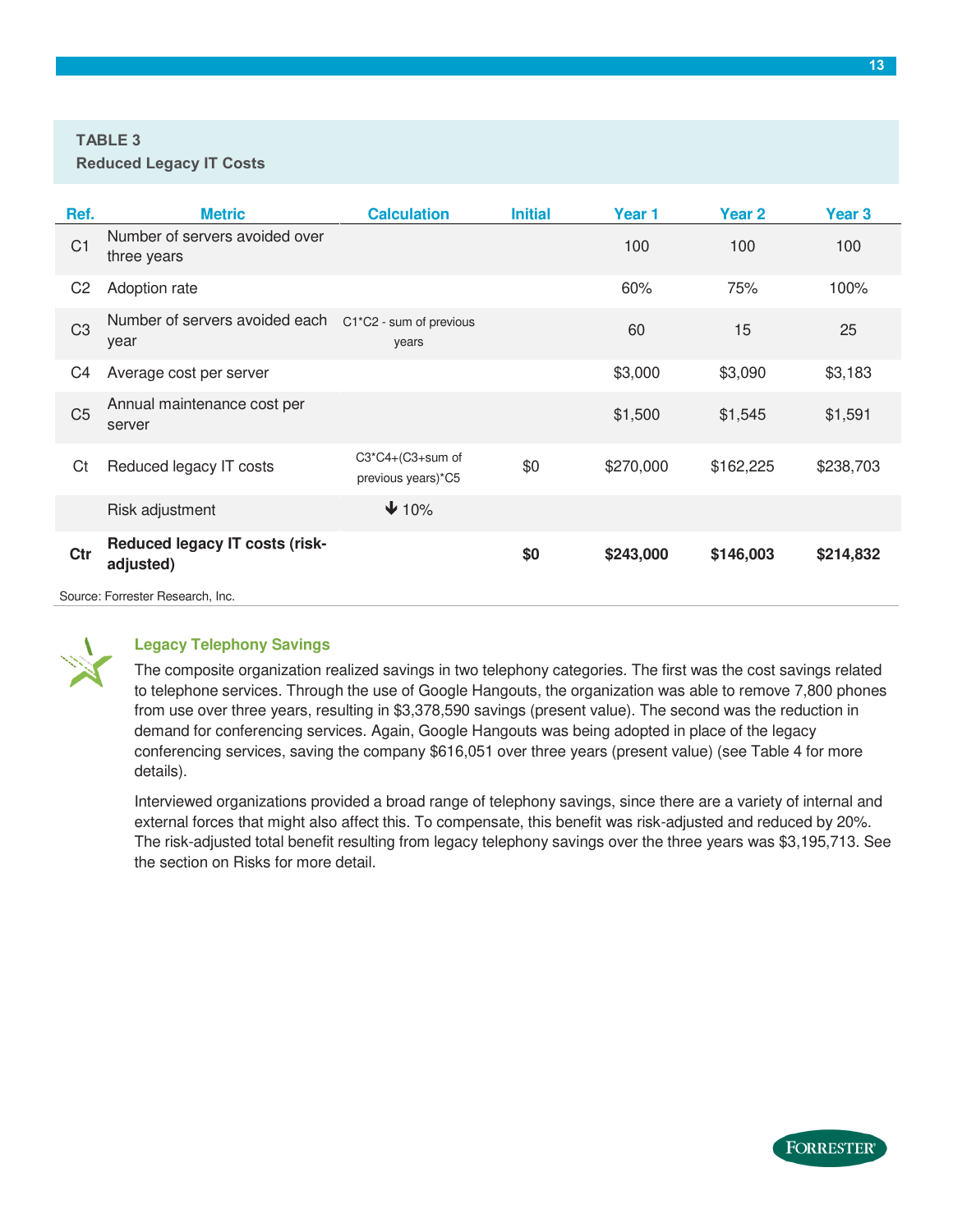**TABLE 3**
**Reduced Legacy IT Costs**

| Ref. | Metric | Calculation | Initial | Year 1 | Year 2 | Year 3 |
|---|---|---|---|---|---|---|
| C1 | Number of servers avoided over three years | | | 100 | 100 | 100 |
| C2 | Adoption rate | | | 60% | 75% | 100% |
| C3 | Number of servers avoided each year | C1*C2 - sum of previous years | | 60 | 15 | 25 |
| C4 | Average cost per server | | | $3,000 | $3,090 | $3,183 |
| C5 | Annual maintenance cost per server | | | $1,500 | $1,545 | $1,591 |
| Ct | Reduced legacy IT costs | C3*C4+(C3+sum of previous years)*C5 | $0 | $270,000 | $162,225 | $238,703 |
| | Risk adjustment | ↓ 10% | | | | |
| **Ctr** | **Reduced legacy IT costs (risk-adjusted)** | | **$0** | **$243,000** | **$146,003** | **$214,832** |

Source: Forrester Research, Inc.

### Legacy Telephony Savings

The composite organization realized savings in two telephony categories. The first was the cost savings related to telephone services. Through the use of Google Hangouts, the organization was able to remove 7,800 phones from use over three years, resulting in $3,378,590 savings (present value). The second was the reduction in demand for conferencing services. Again, Google Hangouts was being adopted in place of the legacy conferencing services, saving the company $616,051 over three years (present value) (see Table 4 for more details).

Interviewed organizations provided a broad range of telephony savings, since there are a variety of internal and external forces that might also affect this. To compensate, this benefit was risk-adjusted and reduced by 20%. The risk-adjusted total benefit resulting from legacy telephony savings over the three years was $3,195,713. See the section on Risks for more detail.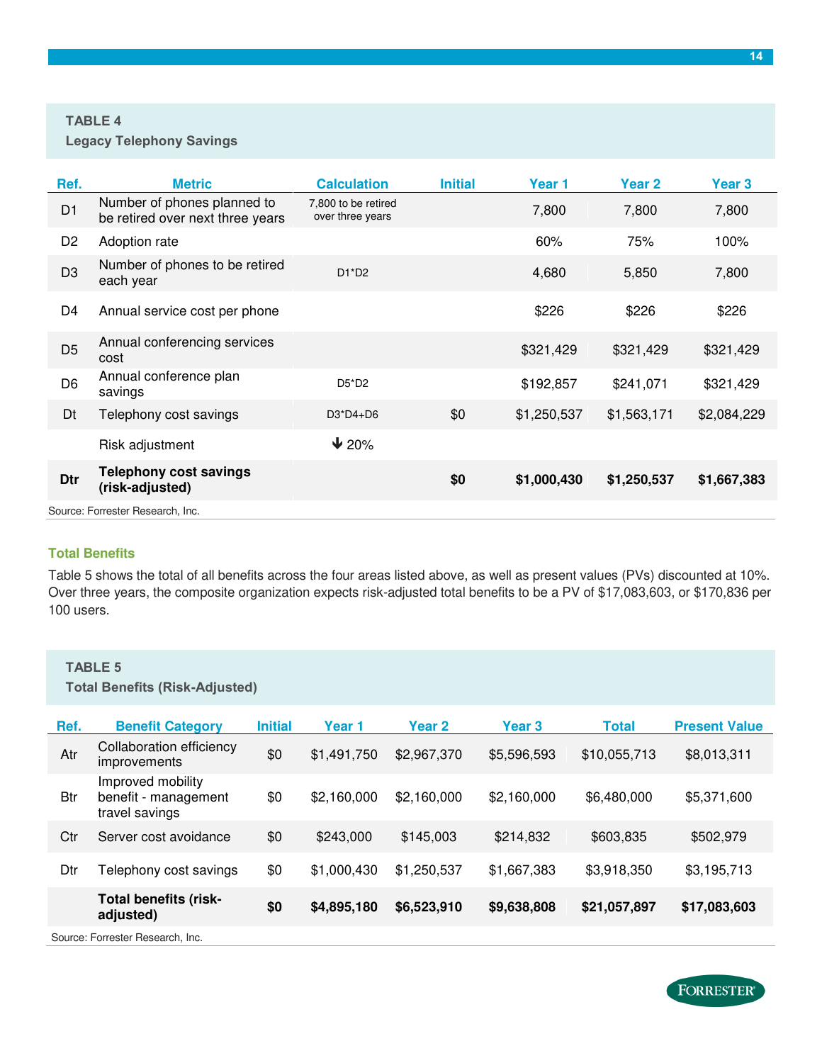**TABLE 4**
**Legacy Telephony Savings**

| Ref. | Metric | Calculation | Initial | Year 1 | Year 2 | Year 3 |
|---|---|---|---|---|---|---|
| D1 | Number of phones planned to be retired over next three years | 7,800 to be retired over three years | | 7,800 | 7,800 | 7,800 |
| D2 | Adoption rate | | | 60% | 75% | 100% |
| D3 | Number of phones to be retired each year | D1*D2 | | 4,680 | 5,850 | 7,800 |
| D4 | Annual service cost per phone | | | $226 | $226 | $226 |
| D5 | Annual conferencing services cost | | | $321,429 | $321,429 | $321,429 |
| D6 | Annual conference plan savings | D5*D2 | | $192,857 | $241,071 | $321,429 |
| Dt | Telephony cost savings | D3*D4+D6 | $0 | $1,250,537 | $1,563,171 | $2,084,229 |
| | Risk adjustment | ↓ 20% | | | | |
| **Dtr** | **Telephony cost savings (risk-adjusted)** | | **$0** | **$1,000,430** | **$1,250,537** | **$1,667,383** |

Source: Forrester Research, Inc.

### Total Benefits

Table 5 shows the total of all benefits across the four areas listed above, as well as present values (PVs) discounted at 10%. Over three years, the composite organization expects risk-adjusted total benefits to be a PV of $17,083,603, or $170,836 per 100 users.

**TABLE 5**
**Total Benefits (Risk-Adjusted)**

| Ref. | Benefit Category | Initial | Year 1 | Year 2 | Year 3 | Total | Present Value |
|---|---|---|---|---|---|---|---|
| Atr | Collaboration efficiency improvements | $0 | $1,491,750 | $2,967,370 | $5,596,593 | $10,055,713 | $8,013,311 |
| Btr | Improved mobility benefit - management travel savings | $0 | $2,160,000 | $2,160,000 | $2,160,000 | $6,480,000 | $5,371,600 |
| Ctr | Server cost avoidance | $0 | $243,000 | $145,003 | $214,832 | $603,835 | $502,979 |
| Dtr | Telephony cost savings | $0 | $1,000,430 | $1,250,537 | $1,667,383 | $3,918,350 | $3,195,713 |
| | **Total benefits (risk-adjusted)** | **$0** | **$4,895,180** | **$6,523,910** | **$9,638,808** | **$21,057,897** | **$17,083,603** |

Source: Forrester Research, Inc.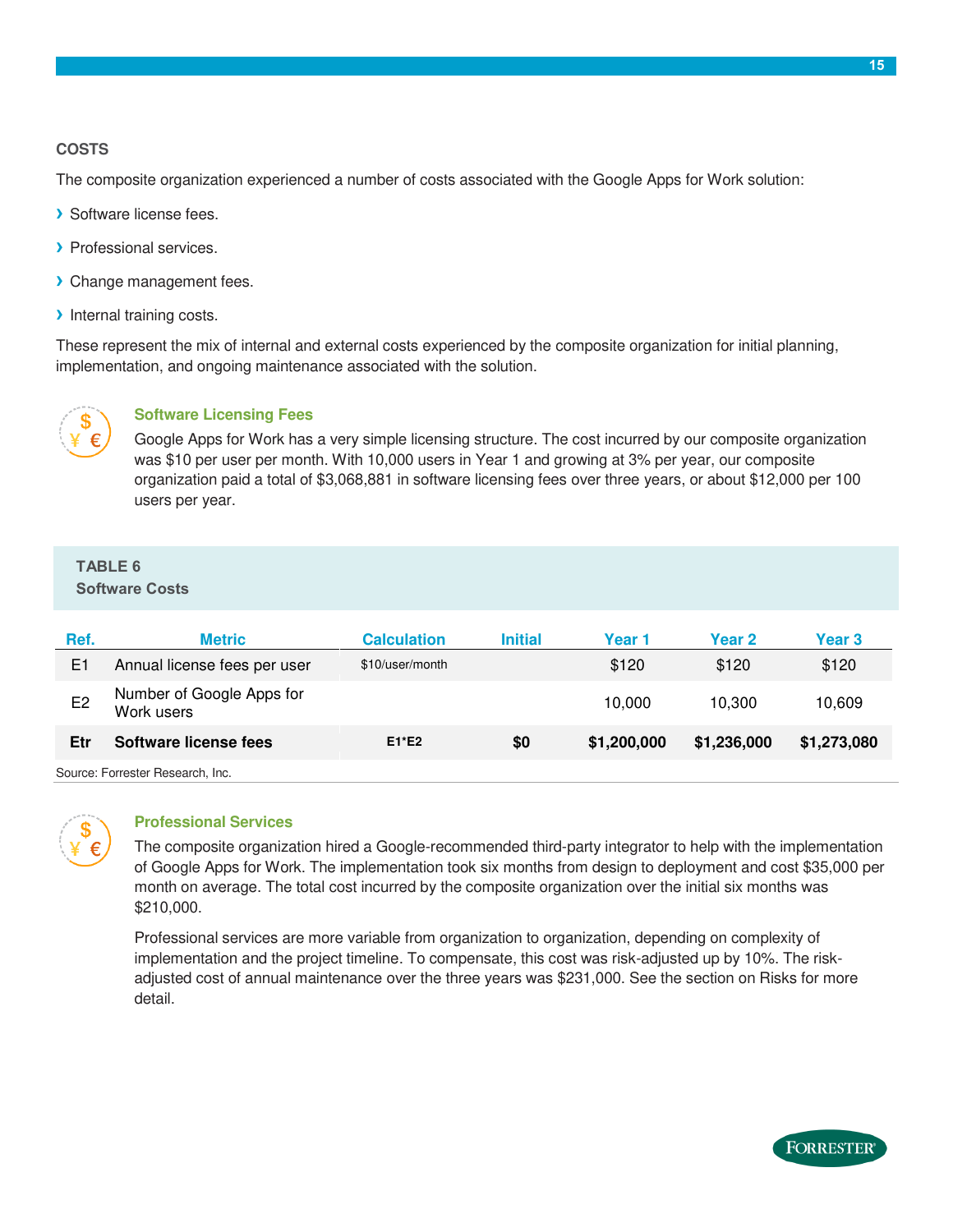## COSTS

The composite organization experienced a number of costs associated with the Google Apps for Work solution:

- Software license fees.
- Professional services.
- Change management fees.
- Internal training costs.

These represent the mix of internal and external costs experienced by the composite organization for initial planning, implementation, and ongoing maintenance associated with the solution.

### Software Licensing Fees

Google Apps for Work has a very simple licensing structure. The cost incurred by our composite organization was $10 per user per month. With 10,000 users in Year 1 and growing at 3% per year, our composite organization paid a total of $3,068,881 in software licensing fees over three years, or about $12,000 per 100 users per year.

**TABLE 6**
**Software Costs**

| Ref. | Metric | Calculation | Initial | Year 1 | Year 2 | Year 3 |
|---|---|---|---|---|---|---|
| E1 | Annual license fees per user | $10/user/month | | $120 | $120 | $120 |
| E2 | Number of Google Apps for Work users | | | 10,000 | 10,300 | 10,609 |
| **Etr** | **Software license fees** | **E1*E2** | **$0** | **$1,200,000** | **$1,236,000** | **$1,273,080** |

Source: Forrester Research, Inc.

### Professional Services

The composite organization hired a Google-recommended third-party integrator to help with the implementation of Google Apps for Work. The implementation took six months from design to deployment and cost $35,000 per month on average. The total cost incurred by the composite organization over the initial six months was $210,000.

Professional services are more variable from organization to organization, depending on complexity of implementation and the project timeline. To compensate, this cost was risk-adjusted up by 10%. The risk-adjusted cost of annual maintenance over the three years was $231,000. See the section on Risks for more detail.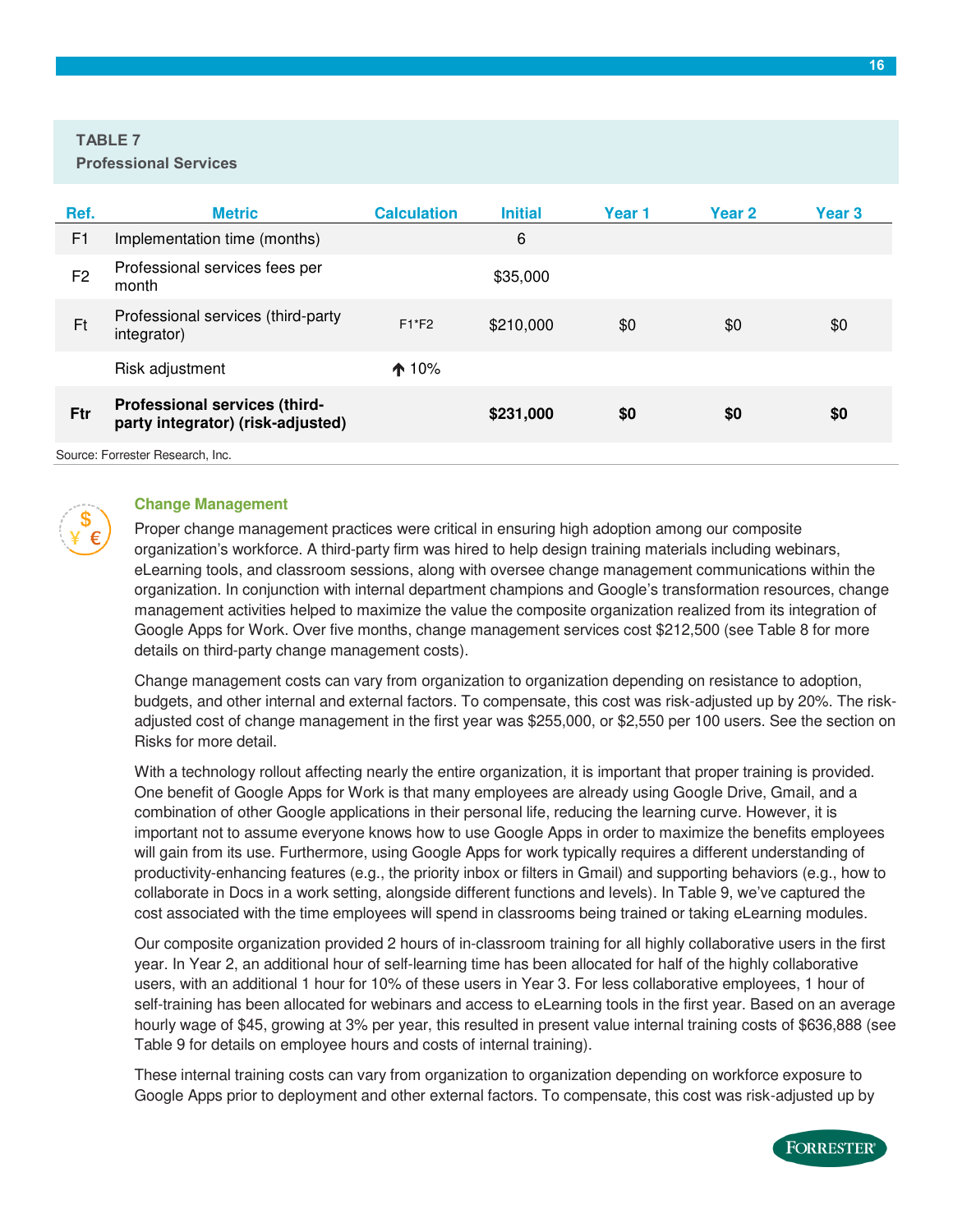**TABLE 7**
**Professional Services**

| Ref. | Metric | Calculation | Initial | Year 1 | Year 2 | Year 3 |
|---|---|---|---|---|---|---|
| F1 | Implementation time (months) | | 6 | | | |
| F2 | Professional services fees per month | | $35,000 | | | |
| Ft | Professional services (third-party integrator) | F1*F2 | $210,000 | $0 | $0 | $0 |
| | Risk adjustment | ↑ 10% | | | | |
| **Ftr** | **Professional services (third-party integrator) (risk-adjusted)** | | **$231,000** | **$0** | **$0** | **$0** |

Source: Forrester Research, Inc.

### Change Management

Proper change management practices were critical in ensuring high adoption among our composite organization's workforce. A third-party firm was hired to help design training materials including webinars, eLearning tools, and classroom sessions, along with oversee change management communications within the organization. In conjunction with internal department champions and Google's transformation resources, change management activities helped to maximize the value the composite organization realized from its integration of Google Apps for Work. Over five months, change management services cost $212,500 (see Table 8 for more details on third-party change management costs).

Change management costs can vary from organization to organization depending on resistance to adoption, budgets, and other internal and external factors. To compensate, this cost was risk-adjusted up by 20%. The risk-adjusted cost of change management in the first year was $255,000, or $2,550 per 100 users. See the section on Risks for more detail.

With a technology rollout affecting nearly the entire organization, it is important that proper training is provided. One benefit of Google Apps for Work is that many employees are already using Google Drive, Gmail, and a combination of other Google applications in their personal life, reducing the learning curve. However, it is important not to assume everyone knows how to use Google Apps in order to maximize the benefits employees will gain from its use. Furthermore, using Google Apps for work typically requires a different understanding of productivity-enhancing features (e.g., the priority inbox or filters in Gmail) and supporting behaviors (e.g., how to collaborate in Docs in a work setting, alongside different functions and levels). In Table 9, we've captured the cost associated with the time employees will spend in classrooms being trained or taking eLearning modules.

Our composite organization provided 2 hours of in-classroom training for all highly collaborative users in the first year. In Year 2, an additional hour of self-learning time has been allocated for half of the highly collaborative users, with an additional 1 hour for 10% of these users in Year 3. For less collaborative employees, 1 hour of self-training has been allocated for webinars and access to eLearning tools in the first year. Based on an average hourly wage of $45, growing at 3% per year, this resulted in present value internal training costs of $636,888 (see Table 9 for details on employee hours and costs of internal training).

These internal training costs can vary from organization to organization depending on workforce exposure to Google Apps prior to deployment and other external factors. To compensate, this cost was risk-adjusted up by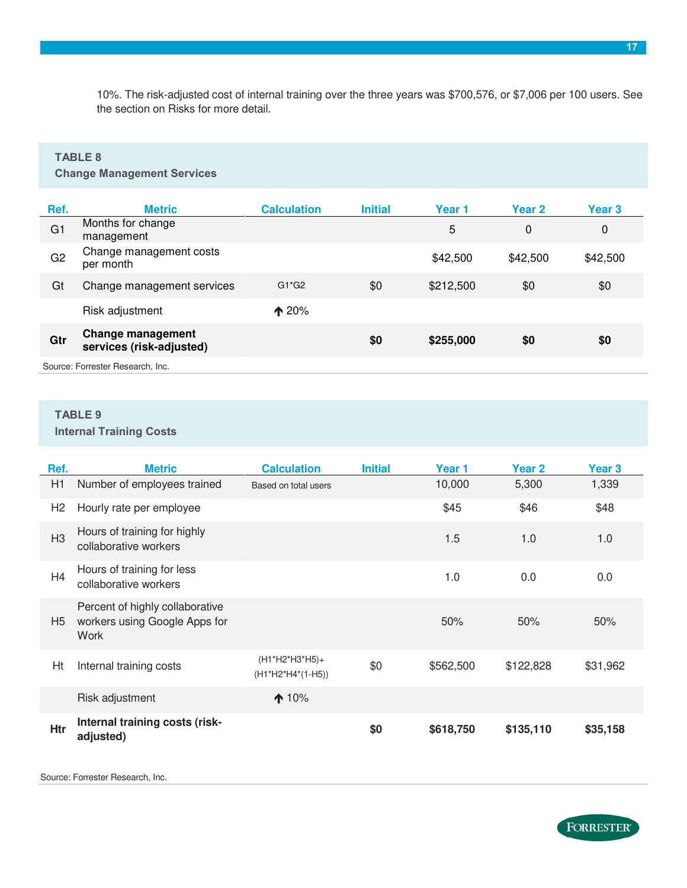10%. The risk-adjusted cost of internal training over the three years was $700,576, or $7,006 per 100 users. See the section on Risks for more detail.

**TABLE 8**
**Change Management Services**

| Ref. | Metric | Calculation | Initial | Year 1 | Year 2 | Year 3 |
|---|---|---|---|---|---|---|
| G1 | Months for change management | | | 5 | 0 | 0 |
| G2 | Change management costs per month | | | $42,500 | $42,500 | $42,500 |
| Gt | Change management services | G1*G2 | $0 | $212,500 | $0 | $0 |
| | Risk adjustment | ↑ 20% | | | | |
| **Gtr** | **Change management services (risk-adjusted)** | | **$0** | **$255,000** | **$0** | **$0** |

Source: Forrester Research, Inc.

**TABLE 9**
**Internal Training Costs**

| Ref. | Metric | Calculation | Initial | Year 1 | Year 2 | Year 3 |
|---|---|---|---|---|---|---|
| H1 | Number of employees trained | Based on total users | | 10,000 | 5,300 | 1,339 |
| H2 | Hourly rate per employee | | | $45 | $46 | $48 |
| H3 | Hours of training for highly collaborative workers | | | 1.5 | 1.0 | 1.0 |
| H4 | Hours of training for less collaborative workers | | | 1.0 | 0.0 | 0.0 |
| H5 | Percent of highly collaborative workers using Google Apps for Work | | | 50% | 50% | 50% |
| Ht | Internal training costs | (H1*H2*H3*H5)+ (H1*H2*H4*(1-H5)) | $0 | $562,500 | $122,828 | $31,962 |
| | Risk adjustment | ↑ 10% | | | | |
| **Htr** | **Internal training costs (risk-adjusted)** | | **$0** | **$618,750** | **$135,110** | **$35,158** |

Source: Forrester Research, Inc.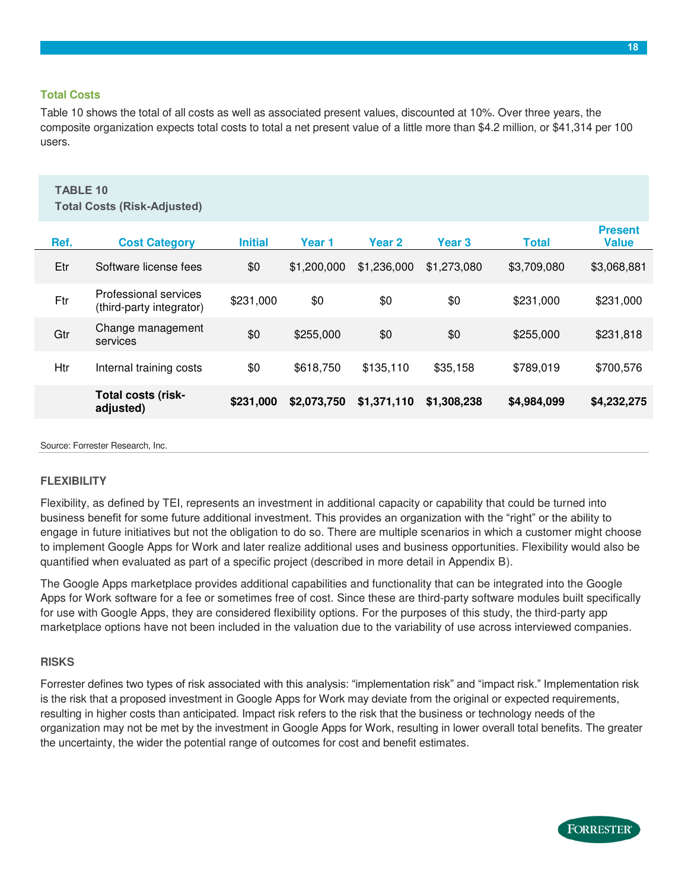### Total Costs

Table 10 shows the total of all costs as well as associated present values, discounted at 10%. Over three years, the composite organization expects total costs to total a net present value of a little more than $4.2 million, or $41,314 per 100 users.

**TABLE 10**
**Total Costs (Risk-Adjusted)**

| Ref. | Cost Category | Initial | Year 1 | Year 2 | Year 3 | Total | Present Value |
|---|---|---|---|---|---|---|---|
| Etr | Software license fees | $0 | $1,200,000 | $1,236,000 | $1,273,080 | $3,709,080 | $3,068,881 |
| Ftr | Professional services (third-party integrator) | $231,000 | $0 | $0 | $0 | $231,000 | $231,000 |
| Gtr | Change management services | $0 | $255,000 | $0 | $0 | $255,000 | $231,818 |
| Htr | Internal training costs | $0 | $618,750 | $135,110 | $35,158 | $789,019 | $700,576 |
| | **Total costs (risk-adjusted)** | **$231,000** | **$2,073,750** | **$1,371,110** | **$1,308,238** | **$4,984,099** | **$4,232,275** |

Source: Forrester Research, Inc.

## FLEXIBILITY

Flexibility, as defined by TEI, represents an investment in additional capacity or capability that could be turned into business benefit for some future additional investment. This provides an organization with the “right” or the ability to engage in future initiatives but not the obligation to do so. There are multiple scenarios in which a customer might choose to implement Google Apps for Work and later realize additional uses and business opportunities. Flexibility would also be quantified when evaluated as part of a specific project (described in more detail in Appendix B).

The Google Apps marketplace provides additional capabilities and functionality that can be integrated into the Google Apps for Work software for a fee or sometimes free of cost. Since these are third-party software modules built specifically for use with Google Apps, they are considered flexibility options. For the purposes of this study, the third-party app marketplace options have not been included in the valuation due to the variability of use across interviewed companies.

## RISKS

Forrester defines two types of risk associated with this analysis: “implementation risk” and “impact risk.” Implementation risk is the risk that a proposed investment in Google Apps for Work may deviate from the original or expected requirements, resulting in higher costs than anticipated. Impact risk refers to the risk that the business or technology needs of the organization may not be met by the investment in Google Apps for Work, resulting in lower overall total benefits. The greater the uncertainty, the wider the potential range of outcomes for cost and benefit estimates.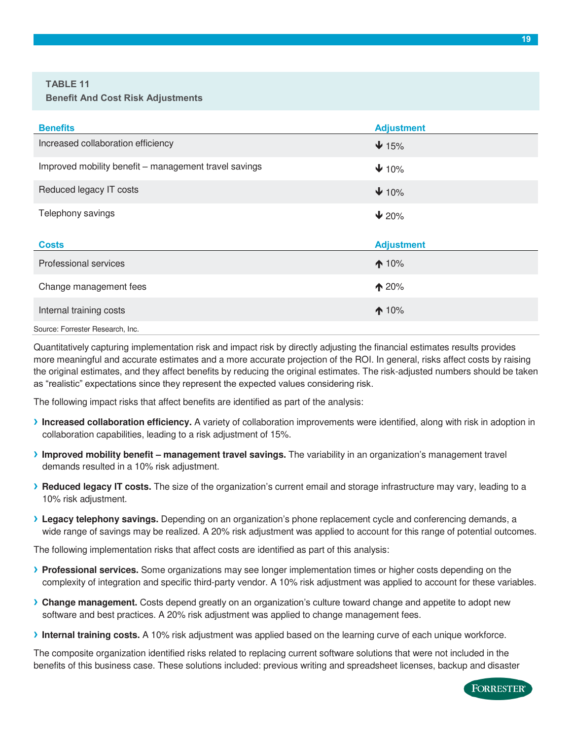**TABLE 11**
**Benefit And Cost Risk Adjustments**

| Benefits | Adjustment |
| --- | --- |
| Increased collaboration efficiency | ↓ 15% |
| Improved mobility benefit – management travel savings | ↓ 10% |
| Reduced legacy IT costs | ↓ 10% |
| Telephony savings | ↓ 20% |
| **Costs** | **Adjustment** |
| Professional services | ↑ 10% |
| Change management fees | ↑ 20% |
| Internal training costs | ↑ 10% |

Source: Forrester Research, Inc.

Quantitatively capturing implementation risk and impact risk by directly adjusting the financial estimates results provides more meaningful and accurate estimates and a more accurate projection of the ROI. In general, risks affect costs by raising the original estimates, and they affect benefits by reducing the original estimates. The risk-adjusted numbers should be taken as "realistic" expectations since they represent the expected values considering risk.

The following impact risks that affect benefits are identified as part of the analysis:

- **Increased collaboration efficiency.** A variety of collaboration improvements were identified, along with risk in adoption in collaboration capabilities, leading to a risk adjustment of 15%.
- **Improved mobility benefit – management travel savings.** The variability in an organization's management travel demands resulted in a 10% risk adjustment.
- **Reduced legacy IT costs.** The size of the organization's current email and storage infrastructure may vary, leading to a 10% risk adjustment.
- **Legacy telephony savings.** Depending on an organization's phone replacement cycle and conferencing demands, a wide range of savings may be realized. A 20% risk adjustment was applied to account for this range of potential outcomes.

The following implementation risks that affect costs are identified as part of this analysis:

- **Professional services.** Some organizations may see longer implementation times or higher costs depending on the complexity of integration and specific third-party vendor. A 10% risk adjustment was applied to account for these variables.
- **Change management.** Costs depend greatly on an organization's culture toward change and appetite to adopt new software and best practices. A 20% risk adjustment was applied to change management fees.
- **Internal training costs.** A 10% risk adjustment was applied based on the learning curve of each unique workforce.

The composite organization identified risks related to replacing current software solutions that were not included in the benefits of this business case. These solutions included: previous writing and spreadsheet licenses, backup and disaster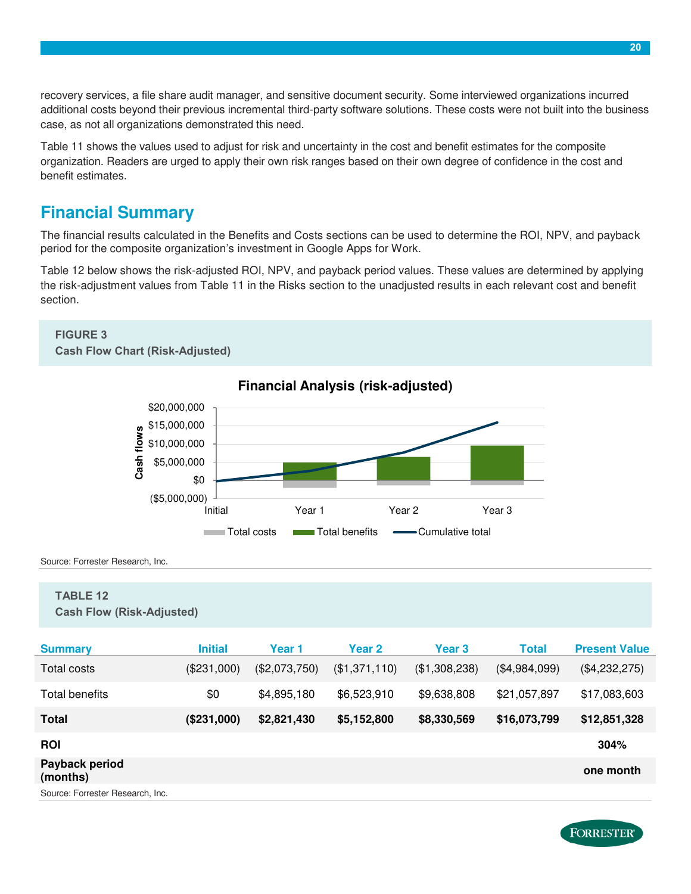recovery services, a file share audit manager, and sensitive document security. Some interviewed organizations incurred additional costs beyond their previous incremental third-party software solutions. These costs were not built into the business case, as not all organizations demonstrated this need.

Table 11 shows the values used to adjust for risk and uncertainty in the cost and benefit estimates for the composite organization. Readers are urged to apply their own risk ranges based on their own degree of confidence in the cost and benefit estimates.

## Financial Summary

The financial results calculated in the Benefits and Costs sections can be used to determine the ROI, NPV, and payback period for the composite organization's investment in Google Apps for Work.

Table 12 below shows the risk-adjusted ROI, NPV, and payback period values. These values are determined by applying the risk-adjustment values from Table 11 in the Risks section to the unadjusted results in each relevant cost and benefit section.

**FIGURE 3**
**Cash Flow Chart (Risk-Adjusted)**

Source: Forrester Research, Inc.

**TABLE 12**
**Cash Flow (Risk-Adjusted)**

| Summary | Initial | Year 1 | Year 2 | Year 3 | Total | Present Value |
|---|---|---|---|---|---|---|
| Total costs | ($231,000) | ($2,073,750) | ($1,371,110) | ($1,308,238) | ($4,984,099) | ($4,232,275) |
| Total benefits | $0 | $4,895,180 | $6,523,910 | $9,638,808 | $21,057,897 | $17,083,603 |
| **Total** | **($231,000)** | **$2,821,430** | **$5,152,800** | **$8,330,569** | **$16,073,799** | **$12,851,328** |
| **ROI** | | | | | | **304%** |
| **Payback period (months)** | | | | | | **one month** |

Source: Forrester Research, Inc.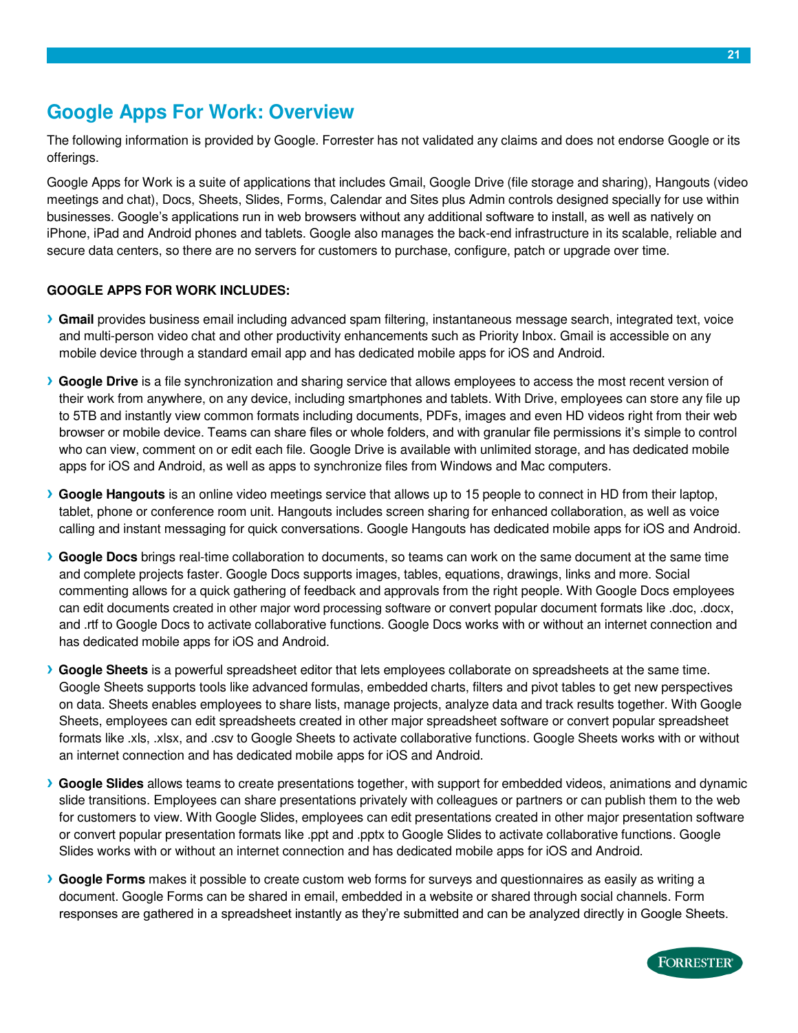## Google Apps For Work: Overview

The following information is provided by Google. Forrester has not validated any claims and does not endorse Google or its offerings.

Google Apps for Work is a suite of applications that includes Gmail, Google Drive (file storage and sharing), Hangouts (video meetings and chat), Docs, Sheets, Slides, Forms, Calendar and Sites plus Admin controls designed specially for use within businesses. Google's applications run in web browsers without any additional software to install, as well as natively on iPhone, iPad and Android phones and tablets. Google also manages the back-end infrastructure in its scalable, reliable and secure data centers, so there are no servers for customers to purchase, configure, patch or upgrade over time.

**GOOGLE APPS FOR WORK INCLUDES:**

- **Gmail** provides business email including advanced spam filtering, instantaneous message search, integrated text, voice and multi-person video chat and other productivity enhancements such as Priority Inbox. Gmail is accessible on any mobile device through a standard email app and has dedicated mobile apps for iOS and Android.
- **Google Drive** is a file synchronization and sharing service that allows employees to access the most recent version of their work from anywhere, on any device, including smartphones and tablets. With Drive, employees can store any file up to 5TB and instantly view common formats including documents, PDFs, images and even HD videos right from their web browser or mobile device. Teams can share files or whole folders, and with granular file permissions it's simple to control who can view, comment on or edit each file. Google Drive is available with unlimited storage, and has dedicated mobile apps for iOS and Android, as well as apps to synchronize files from Windows and Mac computers.
- **Google Hangouts** is an online video meetings service that allows up to 15 people to connect in HD from their laptop, tablet, phone or conference room unit. Hangouts includes screen sharing for enhanced collaboration, as well as voice calling and instant messaging for quick conversations. Google Hangouts has dedicated mobile apps for iOS and Android.
- **Google Docs** brings real-time collaboration to documents, so teams can work on the same document at the same time and complete projects faster. Google Docs supports images, tables, equations, drawings, links and more. Social commenting allows for a quick gathering of feedback and approvals from the right people. With Google Docs employees can edit documents created in other major word processing software or convert popular document formats like .doc, .docx, and .rtf to Google Docs to activate collaborative functions. Google Docs works with or without an internet connection and has dedicated mobile apps for iOS and Android.
- **Google Sheets** is a powerful spreadsheet editor that lets employees collaborate on spreadsheets at the same time. Google Sheets supports tools like advanced formulas, embedded charts, filters and pivot tables to get new perspectives on data. Sheets enables employees to share lists, manage projects, analyze data and track results together. With Google Sheets, employees can edit spreadsheets created in other major spreadsheet software or convert popular spreadsheet formats like .xls, .xlsx, and .csv to Google Sheets to activate collaborative functions. Google Sheets works with or without an internet connection and has dedicated mobile apps for iOS and Android.
- **Google Slides** allows teams to create presentations together, with support for embedded videos, animations and dynamic slide transitions. Employees can share presentations privately with colleagues or partners or can publish them to the web for customers to view. With Google Slides, employees can edit presentations created in other major presentation software or convert popular presentation formats like .ppt and .pptx to Google Slides to activate collaborative functions. Google Slides works with or without an internet connection and has dedicated mobile apps for iOS and Android.
- **Google Forms** makes it possible to create custom web forms for surveys and questionnaires as easily as writing a document. Google Forms can be shared in email, embedded in a website or shared through social channels. Form responses are gathered in a spreadsheet instantly as they're submitted and can be analyzed directly in Google Sheets.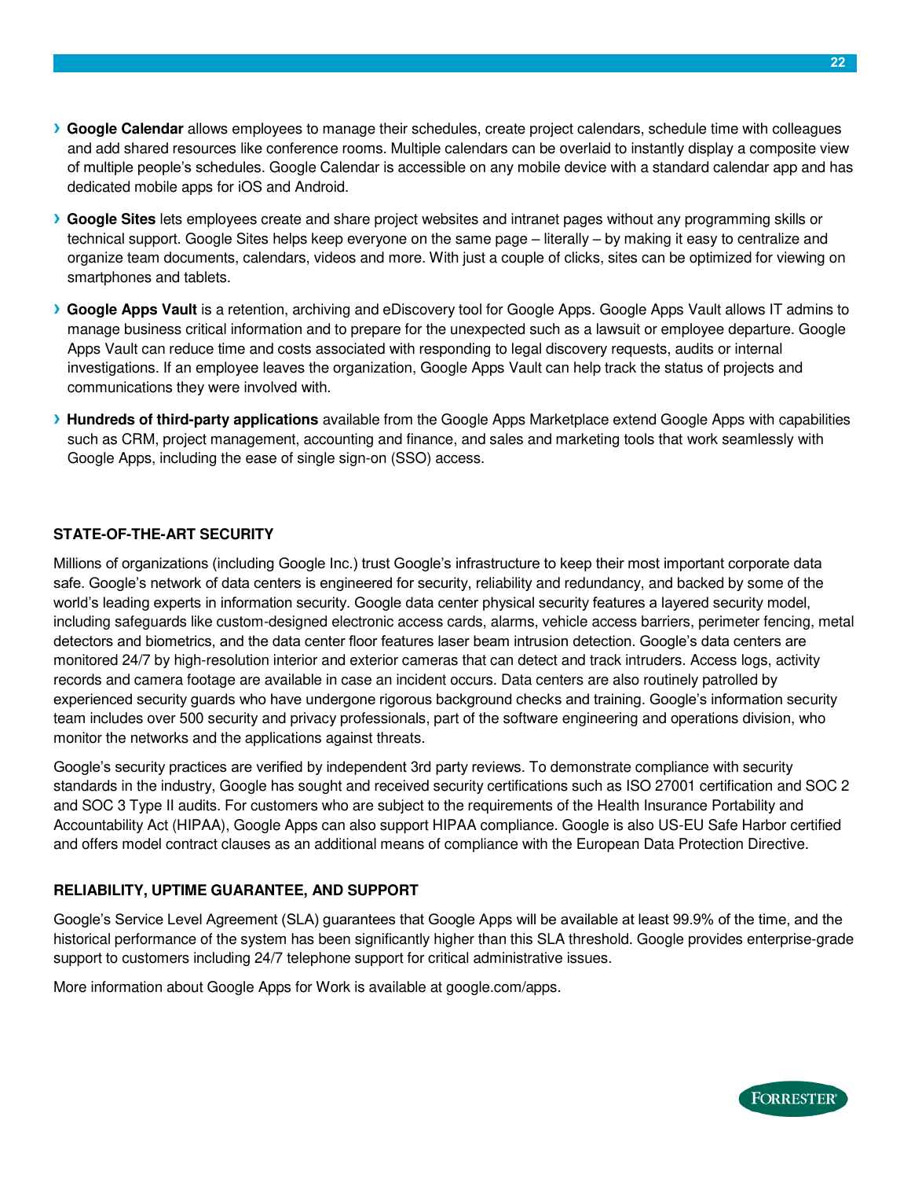- **Google Calendar** allows employees to manage their schedules, create project calendars, schedule time with colleagues and add shared resources like conference rooms. Multiple calendars can be overlaid to instantly display a composite view of multiple people's schedules. Google Calendar is accessible on any mobile device with a standard calendar app and has dedicated mobile apps for iOS and Android.

- **Google Sites** lets employees create and share project websites and intranet pages without any programming skills or technical support. Google Sites helps keep everyone on the same page – literally – by making it easy to centralize and organize team documents, calendars, videos and more. With just a couple of clicks, sites can be optimized for viewing on smartphones and tablets.

- **Google Apps Vault** is a retention, archiving and eDiscovery tool for Google Apps. Google Apps Vault allows IT admins to manage business critical information and to prepare for the unexpected such as a lawsuit or employee departure. Google Apps Vault can reduce time and costs associated with responding to legal discovery requests, audits or internal investigations. If an employee leaves the organization, Google Apps Vault can help track the status of projects and communications they were involved with.

- **Hundreds of third-party applications** available from the Google Apps Marketplace extend Google Apps with capabilities such as CRM, project management, accounting and finance, and sales and marketing tools that work seamlessly with Google Apps, including the ease of single sign-on (SSO) access.

#### STATE-OF-THE-ART SECURITY

Millions of organizations (including Google Inc.) trust Google's infrastructure to keep their most important corporate data safe. Google's network of data centers is engineered for security, reliability and redundancy, and backed by some of the world's leading experts in information security. Google data center physical security features a layered security model, including safeguards like custom-designed electronic access cards, alarms, vehicle access barriers, perimeter fencing, metal detectors and biometrics, and the data center floor features laser beam intrusion detection. Google's data centers are monitored 24/7 by high-resolution interior and exterior cameras that can detect and track intruders. Access logs, activity records and camera footage are available in case an incident occurs. Data centers are also routinely patrolled by experienced security guards who have undergone rigorous background checks and training. Google's information security team includes over 500 security and privacy professionals, part of the software engineering and operations division, who monitor the networks and the applications against threats.

Google's security practices are verified by independent 3rd party reviews. To demonstrate compliance with security standards in the industry, Google has sought and received security certifications such as ISO 27001 certification and SOC 2 and SOC 3 Type II audits. For customers who are subject to the requirements of the Health Insurance Portability and Accountability Act (HIPAA), Google Apps can also support HIPAA compliance. Google is also US-EU Safe Harbor certified and offers model contract clauses as an additional means of compliance with the European Data Protection Directive.

#### RELIABILITY, UPTIME GUARANTEE, AND SUPPORT

Google's Service Level Agreement (SLA) guarantees that Google Apps will be available at least 99.9% of the time, and the historical performance of the system has been significantly higher than this SLA threshold. Google provides enterprise-grade support to customers including 24/7 telephone support for critical administrative issues.

More information about Google Apps for Work is available at google.com/apps.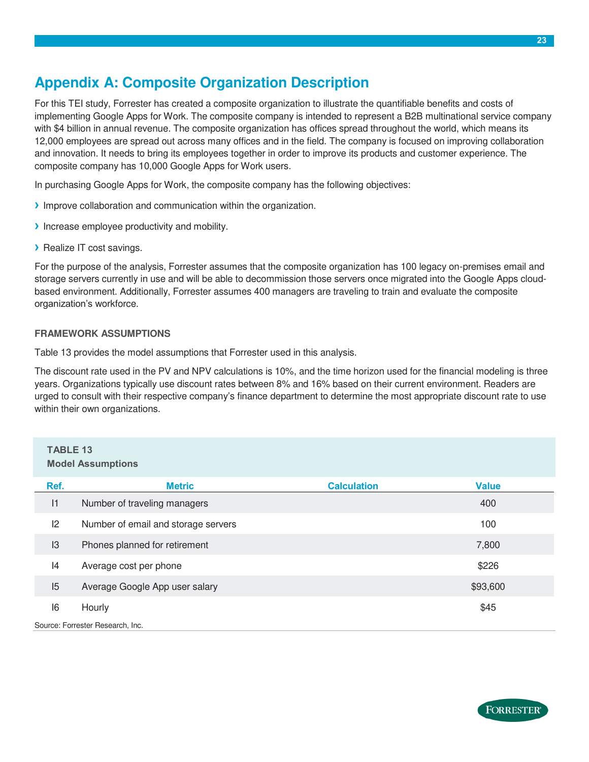# Appendix A: Composite Organization Description

For this TEI study, Forrester has created a composite organization to illustrate the quantifiable benefits and costs of implementing Google Apps for Work. The composite company is intended to represent a B2B multinational service company with $4 billion in annual revenue. The composite organization has offices spread throughout the world, which means its 12,000 employees are spread out across many offices and in the field. The company is focused on improving collaboration and innovation. It needs to bring its employees together in order to improve its products and customer experience. The composite company has 10,000 Google Apps for Work users.

In purchasing Google Apps for Work, the composite company has the following objectives:

- Improve collaboration and communication within the organization.
- Increase employee productivity and mobility.
- Realize IT cost savings.

For the purpose of the analysis, Forrester assumes that the composite organization has 100 legacy on-premises email and storage servers currently in use and will be able to decommission those servers once migrated into the Google Apps cloud-based environment. Additionally, Forrester assumes 400 managers are traveling to train and evaluate the composite organization's workforce.

### FRAMEWORK ASSUMPTIONS

Table 13 provides the model assumptions that Forrester used in this analysis.

The discount rate used in the PV and NPV calculations is 10%, and the time horizon used for the financial modeling is three years. Organizations typically use discount rates between 8% and 16% based on their current environment. Readers are urged to consult with their respective company's finance department to determine the most appropriate discount rate to use within their own organizations.

**TABLE 13**
**Model Assumptions**

| Ref. | Metric | Calculation | Value |
|---|---|---|---|
| I1 | Number of traveling managers | | 400 |
| I2 | Number of email and storage servers | | 100 |
| I3 | Phones planned for retirement | | 7,800 |
| I4 | Average cost per phone | | $226 |
| I5 | Average Google App user salary | | $93,600 |
| I6 | Hourly | | $45 |

Source: Forrester Research, Inc.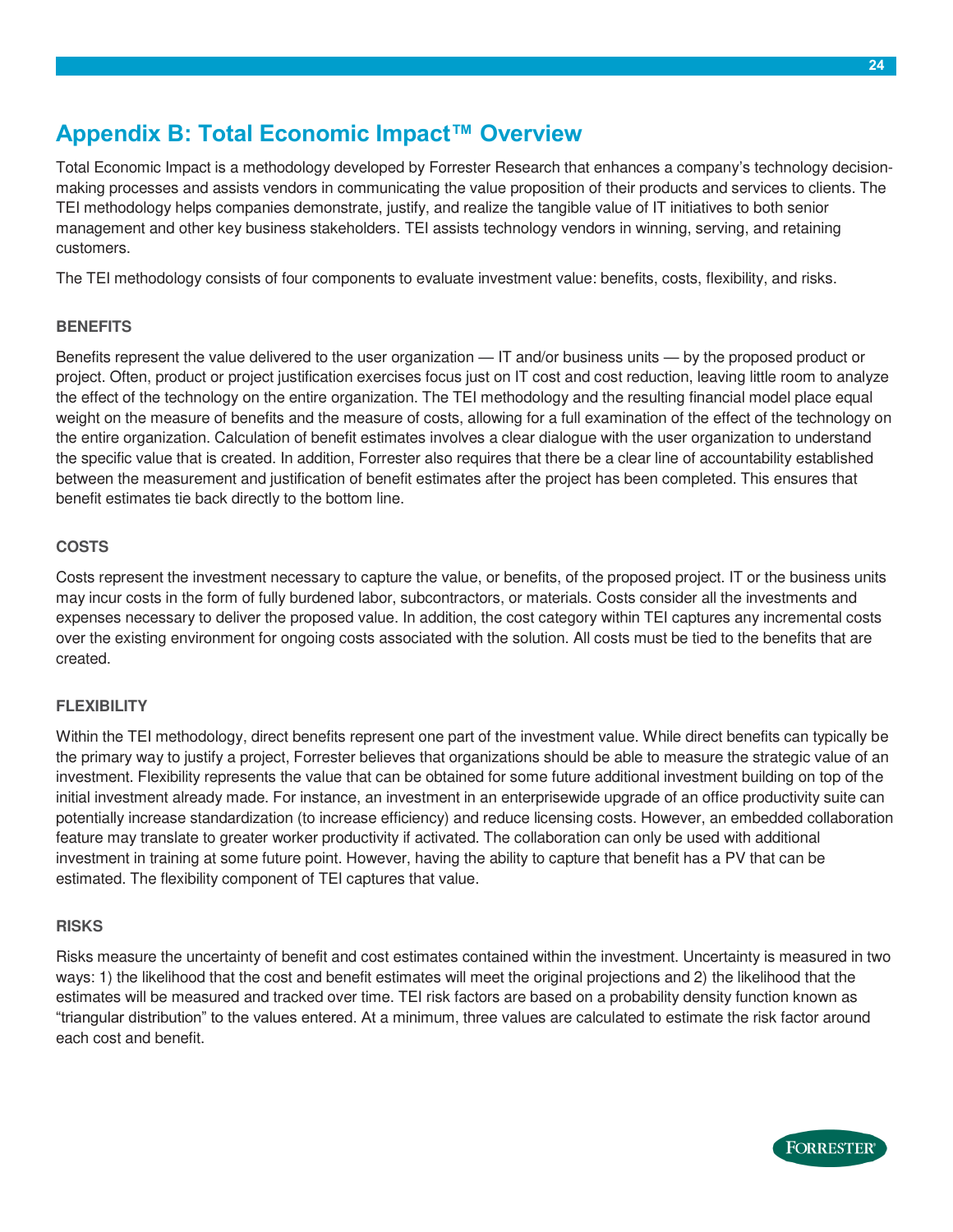# Appendix B: Total Economic Impact™ Overview

Total Economic Impact is a methodology developed by Forrester Research that enhances a company's technology decision-making processes and assists vendors in communicating the value proposition of their products and services to clients. The TEI methodology helps companies demonstrate, justify, and realize the tangible value of IT initiatives to both senior management and other key business stakeholders. TEI assists technology vendors in winning, serving, and retaining customers.

The TEI methodology consists of four components to evaluate investment value: benefits, costs, flexibility, and risks.

### BENEFITS

Benefits represent the value delivered to the user organization — IT and/or business units — by the proposed product or project. Often, product or project justification exercises focus just on IT cost and cost reduction, leaving little room to analyze the effect of the technology on the entire organization. The TEI methodology and the resulting financial model place equal weight on the measure of benefits and the measure of costs, allowing for a full examination of the effect of the technology on the entire organization. Calculation of benefit estimates involves a clear dialogue with the user organization to understand the specific value that is created. In addition, Forrester also requires that there be a clear line of accountability established between the measurement and justification of benefit estimates after the project has been completed. This ensures that benefit estimates tie back directly to the bottom line.

### COSTS

Costs represent the investment necessary to capture the value, or benefits, of the proposed project. IT or the business units may incur costs in the form of fully burdened labor, subcontractors, or materials. Costs consider all the investments and expenses necessary to deliver the proposed value. In addition, the cost category within TEI captures any incremental costs over the existing environment for ongoing costs associated with the solution. All costs must be tied to the benefits that are created.

### FLEXIBILITY

Within the TEI methodology, direct benefits represent one part of the investment value. While direct benefits can typically be the primary way to justify a project, Forrester believes that organizations should be able to measure the strategic value of an investment. Flexibility represents the value that can be obtained for some future additional investment building on top of the initial investment already made. For instance, an investment in an enterprisewide upgrade of an office productivity suite can potentially increase standardization (to increase efficiency) and reduce licensing costs. However, an embedded collaboration feature may translate to greater worker productivity if activated. The collaboration can only be used with additional investment in training at some future point. However, having the ability to capture that benefit has a PV that can be estimated. The flexibility component of TEI captures that value.

### RISKS

Risks measure the uncertainty of benefit and cost estimates contained within the investment. Uncertainty is measured in two ways: 1) the likelihood that the cost and benefit estimates will meet the original projections and 2) the likelihood that the estimates will be measured and tracked over time. TEI risk factors are based on a probability density function known as "triangular distribution" to the values entered. At a minimum, three values are calculated to estimate the risk factor around each cost and benefit.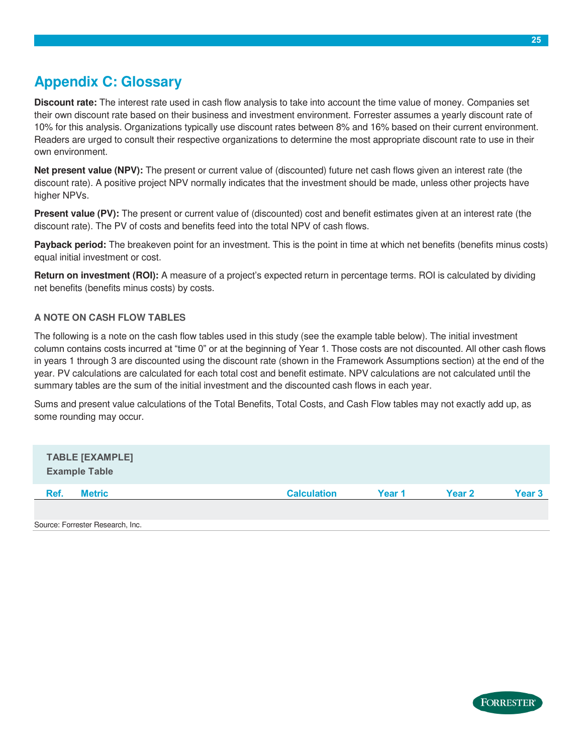# Appendix C: Glossary

**Discount rate:** The interest rate used in cash flow analysis to take into account the time value of money. Companies set their own discount rate based on their business and investment environment. Forrester assumes a yearly discount rate of 10% for this analysis. Organizations typically use discount rates between 8% and 16% based on their current environment. Readers are urged to consult their respective organizations to determine the most appropriate discount rate to use in their own environment.

**Net present value (NPV):** The present or current value of (discounted) future net cash flows given an interest rate (the discount rate). A positive project NPV normally indicates that the investment should be made, unless other projects have higher NPVs.

**Present value (PV):** The present or current value of (discounted) cost and benefit estimates given at an interest rate (the discount rate). The PV of costs and benefits feed into the total NPV of cash flows.

**Payback period:** The breakeven point for an investment. This is the point in time at which net benefits (benefits minus costs) equal initial investment or cost.

**Return on investment (ROI):** A measure of a project's expected return in percentage terms. ROI is calculated by dividing net benefits (benefits minus costs) by costs.

### A NOTE ON CASH FLOW TABLES

The following is a note on the cash flow tables used in this study (see the example table below). The initial investment column contains costs incurred at "time 0" or at the beginning of Year 1. Those costs are not discounted. All other cash flows in years 1 through 3 are discounted using the discount rate (shown in the Framework Assumptions section) at the end of the year. PV calculations are calculated for each total cost and benefit estimate. NPV calculations are not calculated until the summary tables are the sum of the initial investment and the discounted cash flows in each year.

Sums and present value calculations of the Total Benefits, Total Costs, and Cash Flow tables may not exactly add up, as some rounding may occur.

**TABLE [EXAMPLE]**
**Example Table**

| Ref. | Metric | Calculation | Year 1 | Year 2 | Year 3 |
|---|---|---|---|---|---|
| | | | | | |

Source: Forrester Research, Inc.